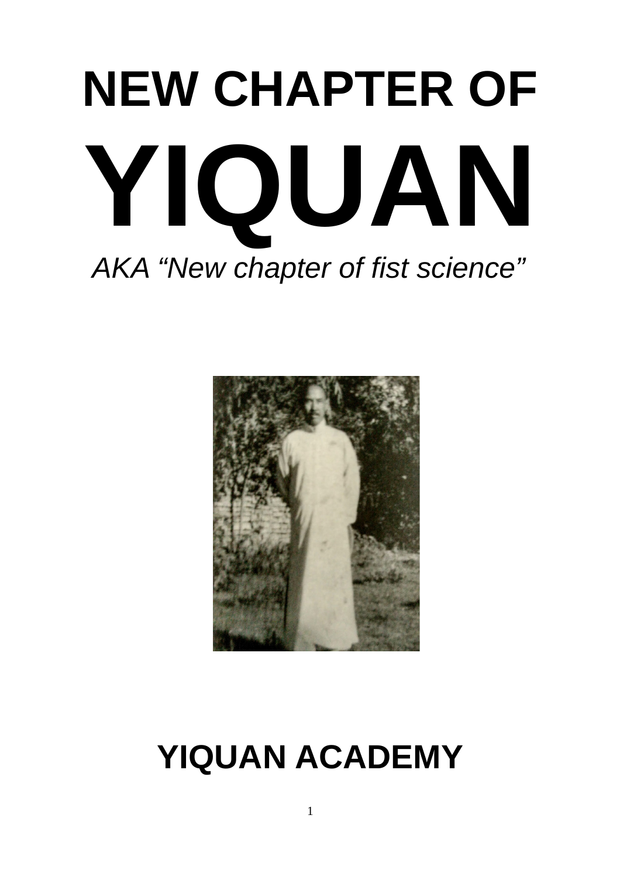# NEW CHAPTER OF

# YIQUAN

*AKA "New chapter of fist science"*

## YIQUAN ACADEMY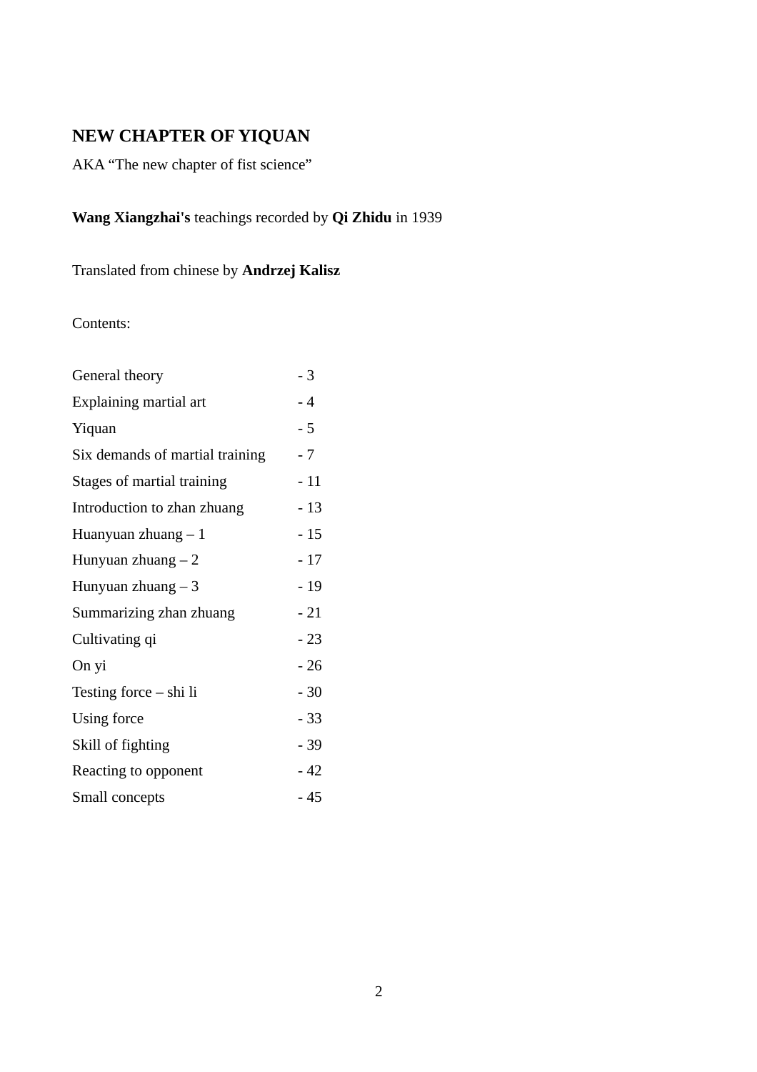# NEW CHAPTER OF YIQUAN

AKA “The new chapter of fist science”

**Wang Xiangzhai's** teachings recorded by **Qi Zhidu** in 1939

Translated from chinese by **Andrzej Kalisz**

Contents:

| | |
|---|---|
| General theory | - 3 |
| Explaining martial art | - 4 |
| Yiquan | - 5 |
| Six demands of martial training | - 7 |
| Stages of martial training | - 11 |
| Introduction to zhan zhuang | - 13 |
| Huanyuan zhuang – 1 | - 15 |
| Hunyuan zhuang – 2 | - 17 |
| Hunyuan zhuang – 3 | - 19 |
| Summarizing zhan zhuang | - 21 |
| Cultivating qi | - 23 |
| On yi | - 26 |
| Testing force – shi li | - 30 |
| Using force | - 33 |
| Skill of fighting | - 39 |
| Reacting to opponent | - 42 |
| Small concepts | - 45 |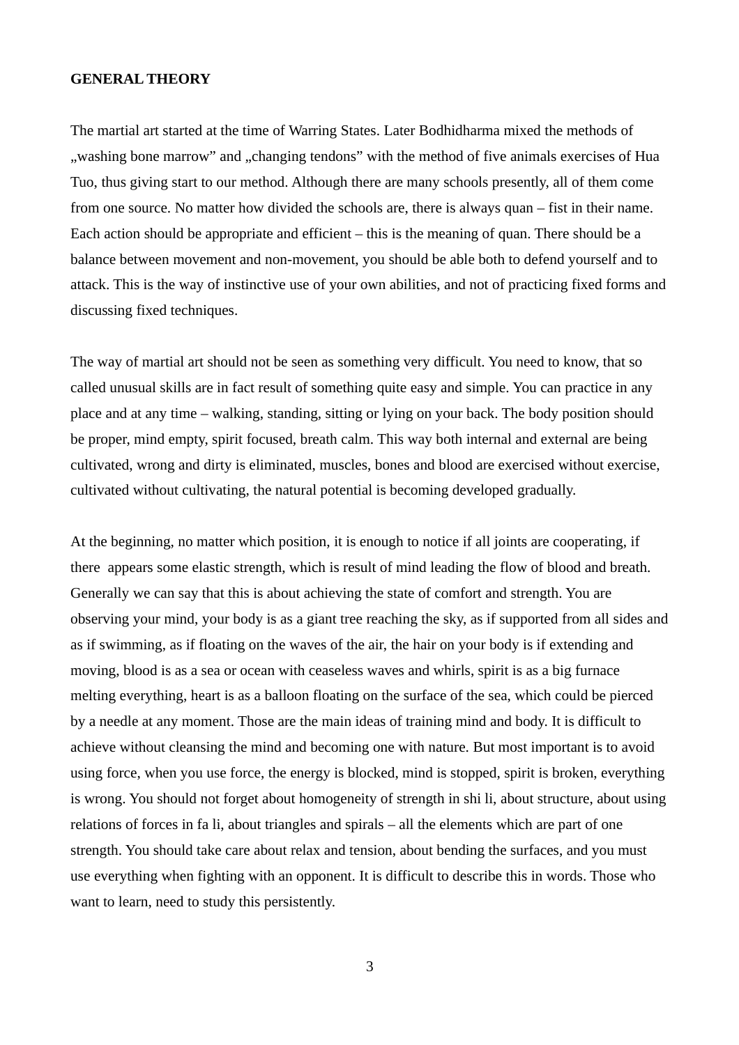**GENERAL THEORY**

The martial art started at the time of Warring States. Later Bodhidharma mixed the methods of „washing bone marrow" and „changing tendons" with the method of five animals exercises of Hua Tuo, thus giving start to our method. Although there are many schools presently, all of them come from one source. No matter how divided the schools are, there is always quan – fist in their name. Each action should be appropriate and efficient – this is the meaning of quan. There should be a balance between movement and non-movement, you should be able both to defend yourself and to attack. This is the way of instinctive use of your own abilities, and not of practicing fixed forms and discussing fixed techniques.

The way of martial art should not be seen as something very difficult. You need to know, that so called unusual skills are in fact result of something quite easy and simple. You can practice in any place and at any time – walking, standing, sitting or lying on your back. The body position should be proper, mind empty, spirit focused, breath calm. This way both internal and external are being cultivated, wrong and dirty is eliminated, muscles, bones and blood are exercised without exercise, cultivated without cultivating, the natural potential is becoming developed gradually.

At the beginning, no matter which position, it is enough to notice if all joints are cooperating, if there appears some elastic strength, which is result of mind leading the flow of blood and breath. Generally we can say that this is about achieving the state of comfort and strength. You are observing your mind, your body is as a giant tree reaching the sky, as if supported from all sides and as if swimming, as if floating on the waves of the air, the hair on your body is if extending and moving, blood is as a sea or ocean with ceaseless waves and whirls, spirit is as a big furnace melting everything, heart is as a balloon floating on the surface of the sea, which could be pierced by a needle at any moment. Those are the main ideas of training mind and body. It is difficult to achieve without cleansing the mind and becoming one with nature. But most important is to avoid using force, when you use force, the energy is blocked, mind is stopped, spirit is broken, everything is wrong. You should not forget about homogeneity of strength in shi li, about structure, about using relations of forces in fa li, about triangles and spirals – all the elements which are part of one strength. You should take care about relax and tension, about bending the surfaces, and you must use everything when fighting with an opponent. It is difficult to describe this in words. Those who want to learn, need to study this persistently.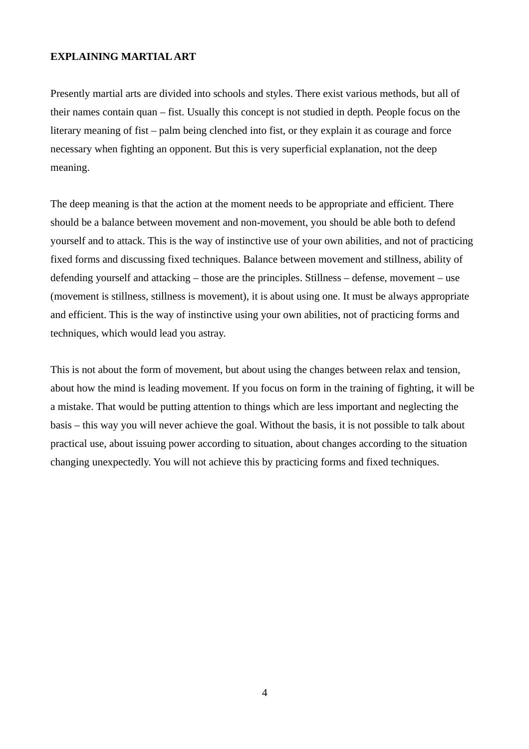**EXPLAINING MARTIAL ART**

Presently martial arts are divided into schools and styles. There exist various methods, but all of their names contain quan – fist. Usually this concept is not studied in depth. People focus on the literary meaning of fist – palm being clenched into fist, or they explain it as courage and force necessary when fighting an opponent. But this is very superficial explanation, not the deep meaning.

The deep meaning is that the action at the moment needs to be appropriate and efficient. There should be a balance between movement and non-movement, you should be able both to defend yourself and to attack. This is the way of instinctive use of your own abilities, and not of practicing fixed forms and discussing fixed techniques. Balance between movement and stillness, ability of defending yourself and attacking – those are the principles. Stillness – defense, movement – use (movement is stillness, stillness is movement), it is about using one. It must be always appropriate and efficient. This is the way of instinctive using your own abilities, not of practicing forms and techniques, which would lead you astray.

This is not about the form of movement, but about using the changes between relax and tension, about how the mind is leading movement. If you focus on form in the training of fighting, it will be a mistake. That would be putting attention to things which are less important and neglecting the basis – this way you will never achieve the goal. Without the basis, it is not possible to talk about practical use, about issuing power according to situation, about changes according to the situation changing unexpectedly. You will not achieve this by practicing forms and fixed techniques.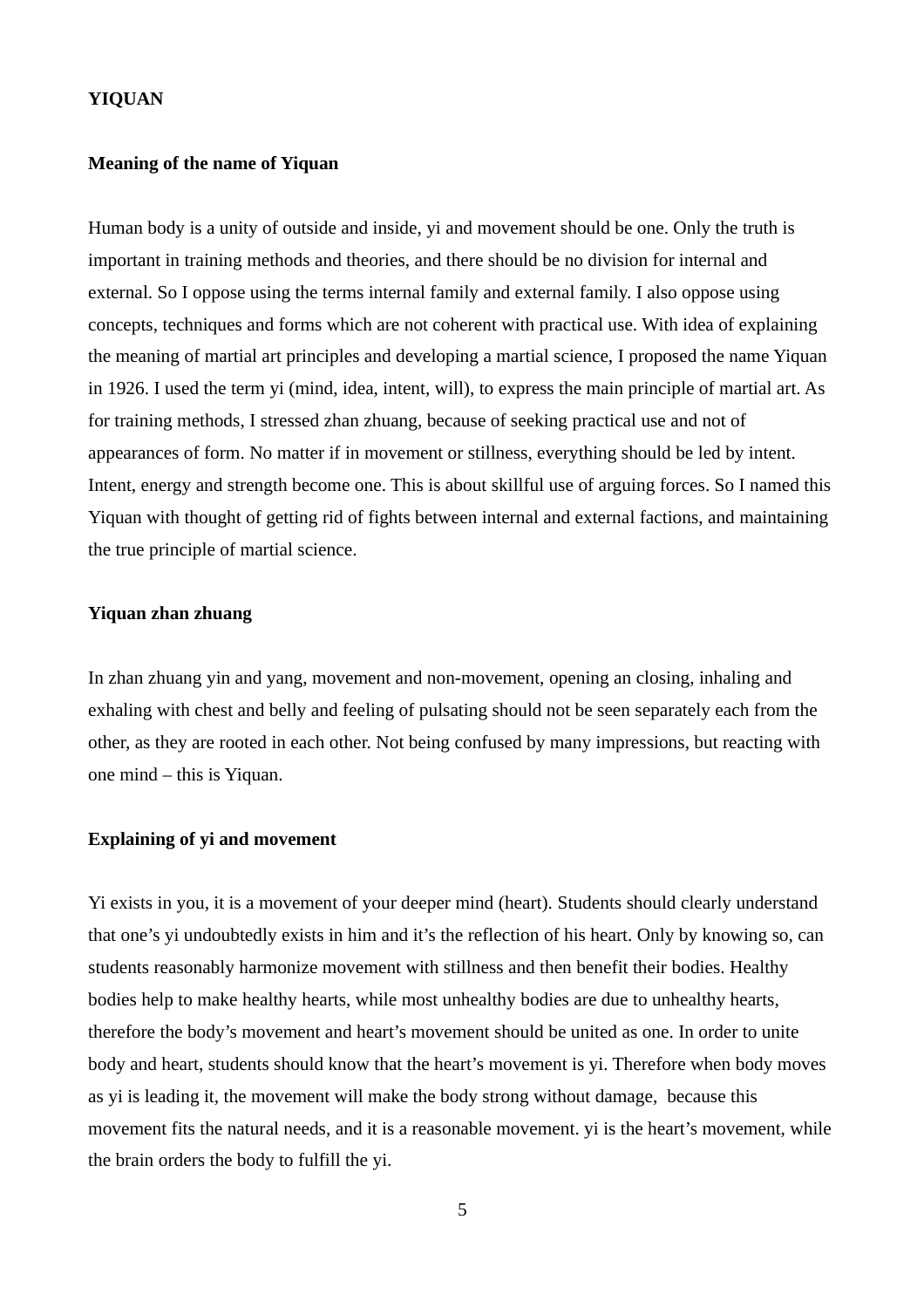**YIQUAN**

**Meaning of the name of Yiquan**

Human body is a unity of outside and inside, yi and movement should be one. Only the truth is important in training methods and theories, and there should be no division for internal and external. So I oppose using the terms internal family and external family. I also oppose using concepts, techniques and forms which are not coherent with practical use. With idea of explaining the meaning of martial art principles and developing a martial science, I proposed the name Yiquan in 1926. I used the term yi (mind, idea, intent, will), to express the main principle of martial art. As for training methods, I stressed zhan zhuang, because of seeking practical use and not of appearances of form. No matter if in movement or stillness, everything should be led by intent. Intent, energy and strength become one. This is about skillful use of arguing forces. So I named this Yiquan with thought of getting rid of fights between internal and external factions, and maintaining the true principle of martial science.

**Yiquan zhan zhuang**

In zhan zhuang yin and yang, movement and non-movement, opening an closing, inhaling and exhaling with chest and belly and feeling of pulsating should not be seen separately each from the other, as they are rooted in each other. Not being confused by many impressions, but reacting with one mind – this is Yiquan.

**Explaining of yi and movement**

Yi exists in you, it is a movement of your deeper mind (heart). Students should clearly understand that one's yi undoubtedly exists in him and it's the reflection of his heart. Only by knowing so, can students reasonably harmonize movement with stillness and then benefit their bodies. Healthy bodies help to make healthy hearts, while most unhealthy bodies are due to unhealthy hearts, therefore the body's movement and heart's movement should be united as one. In order to unite body and heart, students should know that the heart's movement is yi. Therefore when body moves as yi is leading it, the movement will make the body strong without damage, because this movement fits the natural needs, and it is a reasonable movement. yi is the heart's movement, while the brain orders the body to fulfill the yi.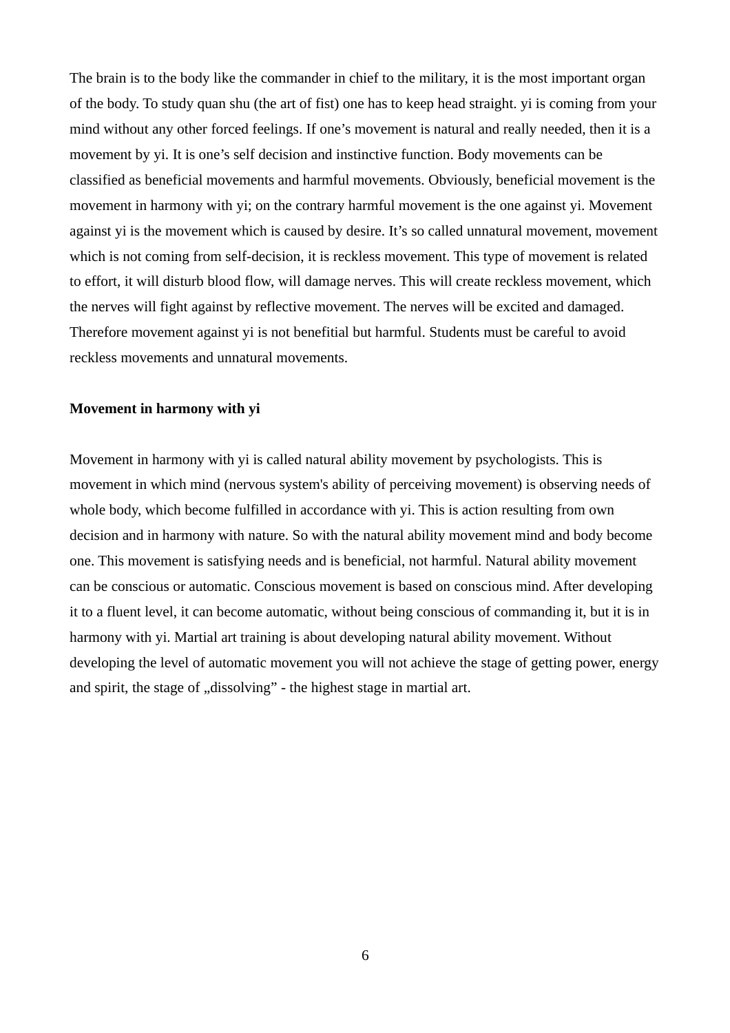The brain is to the body like the commander in chief to the military, it is the most important organ of the body. To study quan shu (the art of fist) one has to keep head straight. yi is coming from your mind without any other forced feelings. If one's movement is natural and really needed, then it is a movement by yi. It is one's self decision and instinctive function. Body movements can be classified as beneficial movements and harmful movements. Obviously, beneficial movement is the movement in harmony with yi; on the contrary harmful movement is the one against yi. Movement against yi is the movement which is caused by desire. It's so called unnatural movement, movement which is not coming from self-decision, it is reckless movement. This type of movement is related to effort, it will disturb blood flow, will damage nerves. This will create reckless movement, which the nerves will fight against by reflective movement. The nerves will be excited and damaged. Therefore movement against yi is not benefitial but harmful. Students must be careful to avoid reckless movements and unnatural movements.

**Movement in harmony with yi**

Movement in harmony with yi is called natural ability movement by psychologists. This is movement in which mind (nervous system's ability of perceiving movement) is observing needs of whole body, which become fulfilled in accordance with yi. This is action resulting from own decision and in harmony with nature. So with the natural ability movement mind and body become one. This movement is satisfying needs and is beneficial, not harmful. Natural ability movement can be conscious or automatic. Conscious movement is based on conscious mind. After developing it to a fluent level, it can become automatic, without being conscious of commanding it, but it is in harmony with yi. Martial art training is about developing natural ability movement. Without developing the level of automatic movement you will not achieve the stage of getting power, energy and spirit, the stage of „dissolving" - the highest stage in martial art.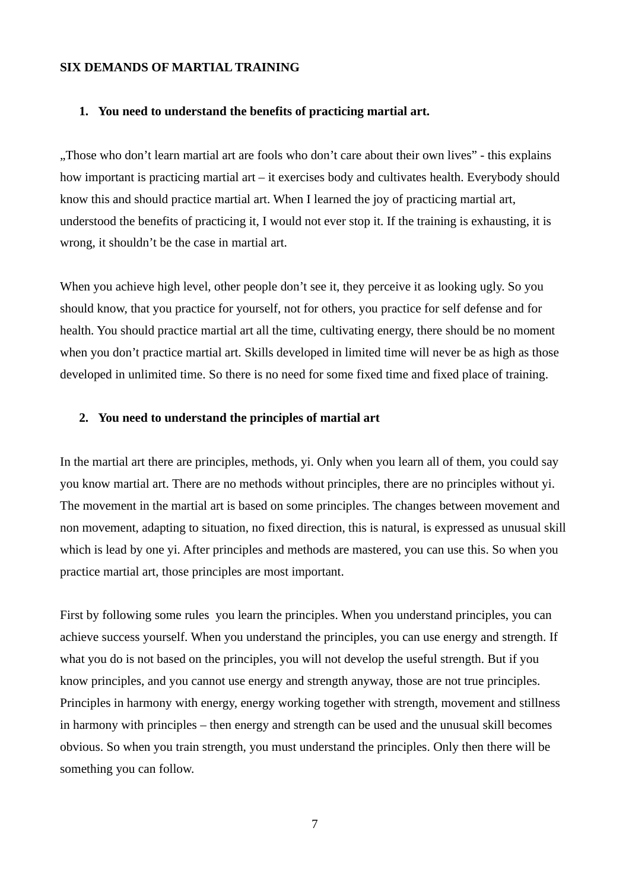**SIX DEMANDS OF MARTIAL TRAINING**

1. **You need to understand the benefits of practicing martial art.**

„Those who don't learn martial art are fools who don't care about their own lives" - this explains how important is practicing martial art – it exercises body and cultivates health. Everybody should know this and should practice martial art. When I learned the joy of practicing martial art, understood the benefits of practicing it, I would not ever stop it. If the training is exhausting, it is wrong, it shouldn't be the case in martial art.

When you achieve high level, other people don't see it, they perceive it as looking ugly. So you should know, that you practice for yourself, not for others, you practice for self defense and for health. You should practice martial art all the time, cultivating energy, there should be no moment when you don't practice martial art. Skills developed in limited time will never be as high as those developed in unlimited time. So there is no need for some fixed time and fixed place of training.

2. **You need to understand the principles of martial art**

In the martial art there are principles, methods, yi. Only when you learn all of them, you could say you know martial art. There are no methods without principles, there are no principles without yi. The movement in the martial art is based on some principles. The changes between movement and non movement, adapting to situation, no fixed direction, this is natural, is expressed as unusual skill which is lead by one yi. After principles and methods are mastered, you can use this. So when you practice martial art, those principles are most important.

First by following some rules you learn the principles. When you understand principles, you can achieve success yourself. When you understand the principles, you can use energy and strength. If what you do is not based on the principles, you will not develop the useful strength. But if you know principles, and you cannot use energy and strength anyway, those are not true principles. Principles in harmony with energy, energy working together with strength, movement and stillness in harmony with principles – then energy and strength can be used and the unusual skill becomes obvious. So when you train strength, you must understand the principles. Only then there will be something you can follow.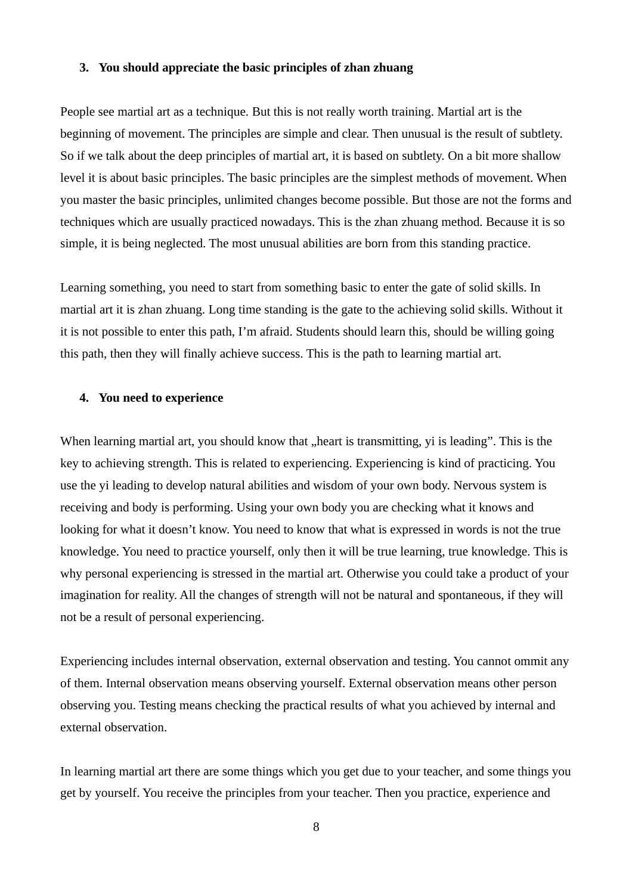3. **You should appreciate the basic principles of zhan zhuang**

People see martial art as a technique. But this is not really worth training. Martial art is the beginning of movement. The principles are simple and clear. Then unusual is the result of subtlety. So if we talk about the deep principles of martial art, it is based on subtlety. On a bit more shallow level it is about basic principles. The basic principles are the simplest methods of movement. When you master the basic principles, unlimited changes become possible. But those are not the forms and techniques which are usually practiced nowadays. This is the zhan zhuang method. Because it is so simple, it is being neglected. The most unusual abilities are born from this standing practice.

Learning something, you need to start from something basic to enter the gate of solid skills. In martial art it is zhan zhuang. Long time standing is the gate to the achieving solid skills. Without it it is not possible to enter this path, I'm afraid. Students should learn this, should be willing going this path, then they will finally achieve success. This is the path to learning martial art.

4. **You need to experience**

When learning martial art, you should know that „heart is transmitting, yi is leading". This is the key to achieving strength. This is related to experiencing. Experiencing is kind of practicing. You use the yi leading to develop natural abilities and wisdom of your own body. Nervous system is receiving and body is performing. Using your own body you are checking what it knows and looking for what it doesn't know. You need to know that what is expressed in words is not the true knowledge. You need to practice yourself, only then it will be true learning, true knowledge. This is why personal experiencing is stressed in the martial art. Otherwise you could take a product of your imagination for reality. All the changes of strength will not be natural and spontaneous, if they will not be a result of personal experiencing.

Experiencing includes internal observation, external observation and testing. You cannot ommit any of them. Internal observation means observing yourself. External observation means other person observing you. Testing means checking the practical results of what you achieved by internal and external observation.

In learning martial art there are some things which you get due to your teacher, and some things you get by yourself. You receive the principles from your teacher. Then you practice, experience and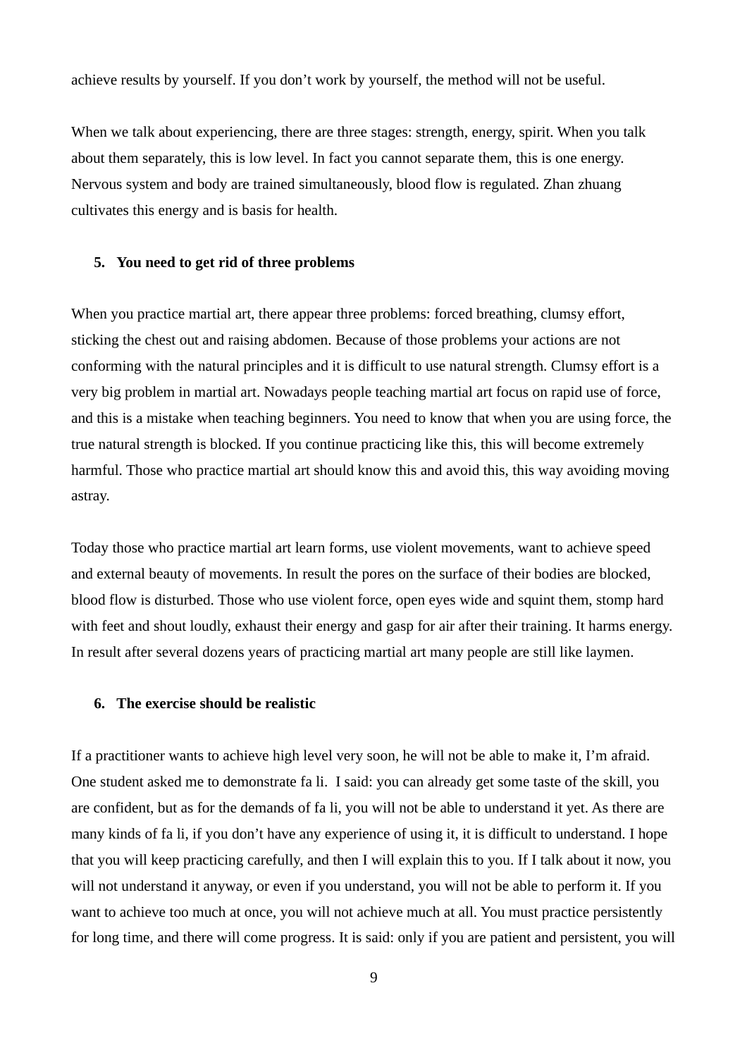achieve results by yourself. If you don't work by yourself, the method will not be useful.

When we talk about experiencing, there are three stages: strength, energy, spirit. When you talk about them separately, this is low level. In fact you cannot separate them, this is one energy. Nervous system and body are trained simultaneously, blood flow is regulated. Zhan zhuang cultivates this energy and is basis for health.

5. **You need to get rid of three problems**

When you practice martial art, there appear three problems: forced breathing, clumsy effort, sticking the chest out and raising abdomen. Because of those problems your actions are not conforming with the natural principles and it is difficult to use natural strength. Clumsy effort is a very big problem in martial art. Nowadays people teaching martial art focus on rapid use of force, and this is a mistake when teaching beginners. You need to know that when you are using force, the true natural strength is blocked. If you continue practicing like this, this will become extremely harmful. Those who practice martial art should know this and avoid this, this way avoiding moving astray.

Today those who practice martial art learn forms, use violent movements, want to achieve speed and external beauty of movements. In result the pores on the surface of their bodies are blocked, blood flow is disturbed. Those who use violent force, open eyes wide and squint them, stomp hard with feet and shout loudly, exhaust their energy and gasp for air after their training. It harms energy. In result after several dozens years of practicing martial art many people are still like laymen.

6. **The exercise should be realistic**

If a practitioner wants to achieve high level very soon, he will not be able to make it, I'm afraid. One student asked me to demonstrate fa li.  I said: you can already get some taste of the skill, you are confident, but as for the demands of fa li, you will not be able to understand it yet. As there are many kinds of fa li, if you don't have any experience of using it, it is difficult to understand. I hope that you will keep practicing carefully, and then I will explain this to you. If I talk about it now, you will not understand it anyway, or even if you understand, you will not be able to perform it. If you want to achieve too much at once, you will not achieve much at all. You must practice persistently for long time, and there will come progress. It is said: only if you are patient and persistent, you will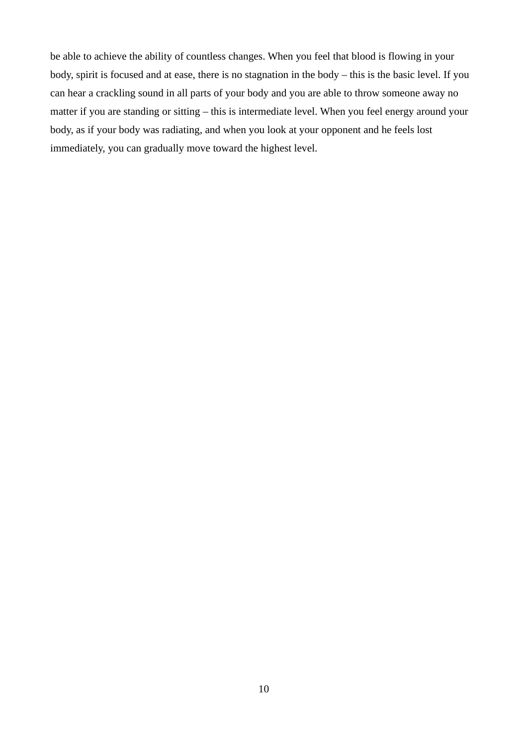be able to achieve the ability of countless changes. When you feel that blood is flowing in your body, spirit is focused and at ease, there is no stagnation in the body – this is the basic level. If you can hear a crackling sound in all parts of your body and you are able to throw someone away no matter if you are standing or sitting – this is intermediate level. When you feel energy around your body, as if your body was radiating, and when you look at your opponent and he feels lost immediately, you can gradually move toward the highest level.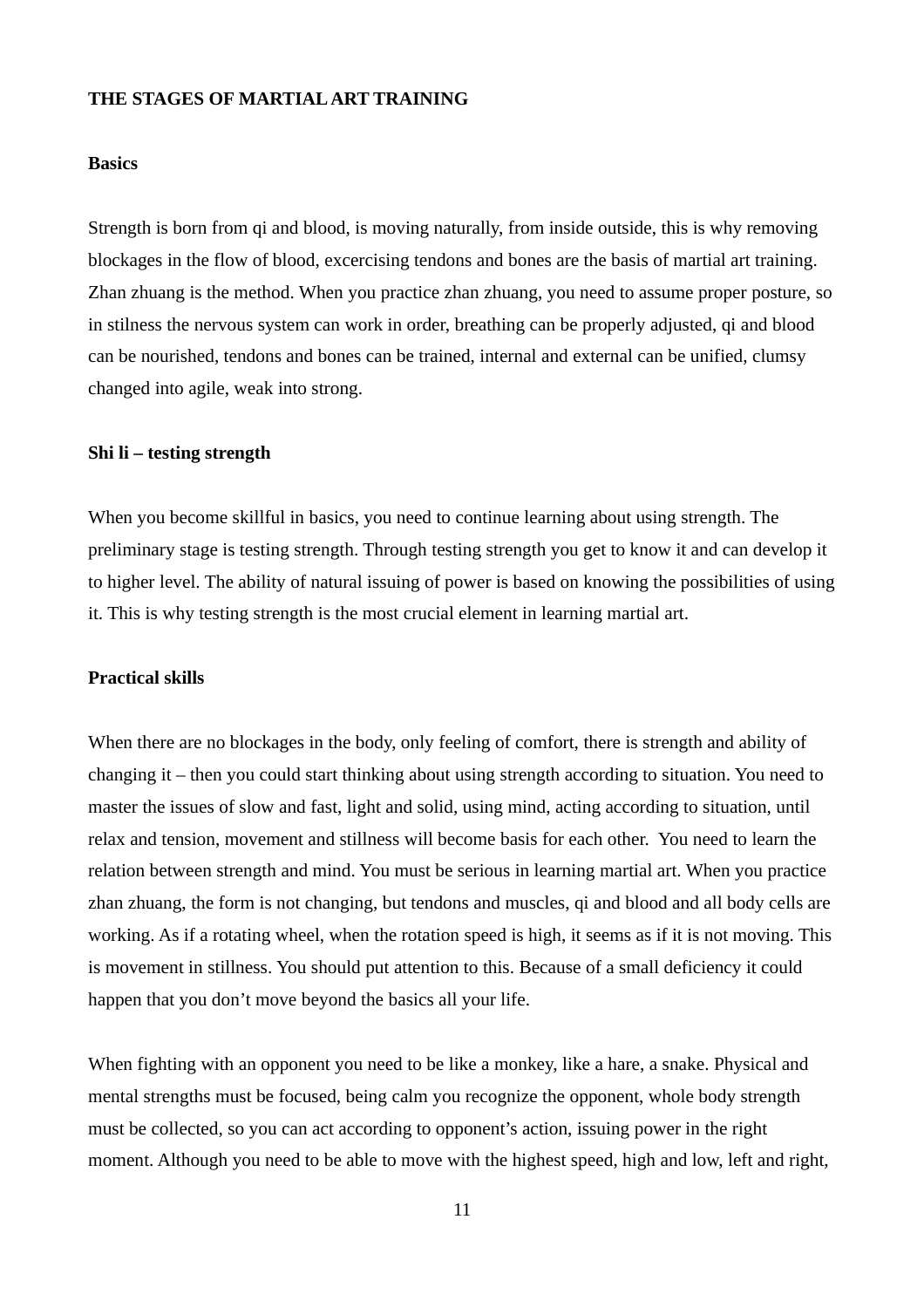**THE STAGES OF MARTIAL ART TRAINING**

**Basics**

Strength is born from qi and blood, is moving naturally, from inside outside, this is why removing blockages in the flow of blood, excercising tendons and bones are the basis of martial art training. Zhan zhuang is the method. When you practice zhan zhuang, you need to assume proper posture, so in stilness the nervous system can work in order, breathing can be properly adjusted, qi and blood can be nourished, tendons and bones can be trained, internal and external can be unified, clumsy changed into agile, weak into strong.

**Shi li – testing strength**

When you become skillful in basics, you need to continue learning about using strength. The preliminary stage is testing strength. Through testing strength you get to know it and can develop it to higher level. The ability of natural issuing of power is based on knowing the possibilities of using it. This is why testing strength is the most crucial element in learning martial art.

**Practical skills**

When there are no blockages in the body, only feeling of comfort, there is strength and ability of changing it – then you could start thinking about using strength according to situation. You need to master the issues of slow and fast, light and solid, using mind, acting according to situation, until relax and tension, movement and stillness will become basis for each other.  You need to learn the relation between strength and mind. You must be serious in learning martial art. When you practice zhan zhuang, the form is not changing, but tendons and muscles, qi and blood and all body cells are working. As if a rotating wheel, when the rotation speed is high, it seems as if it is not moving. This is movement in stillness. You should put attention to this. Because of a small deficiency it could happen that you don't move beyond the basics all your life.

When fighting with an opponent you need to be like a monkey, like a hare, a snake. Physical and mental strengths must be focused, being calm you recognize the opponent, whole body strength must be collected, so you can act according to opponent's action, issuing power in the right moment. Although you need to be able to move with the highest speed, high and low, left and right,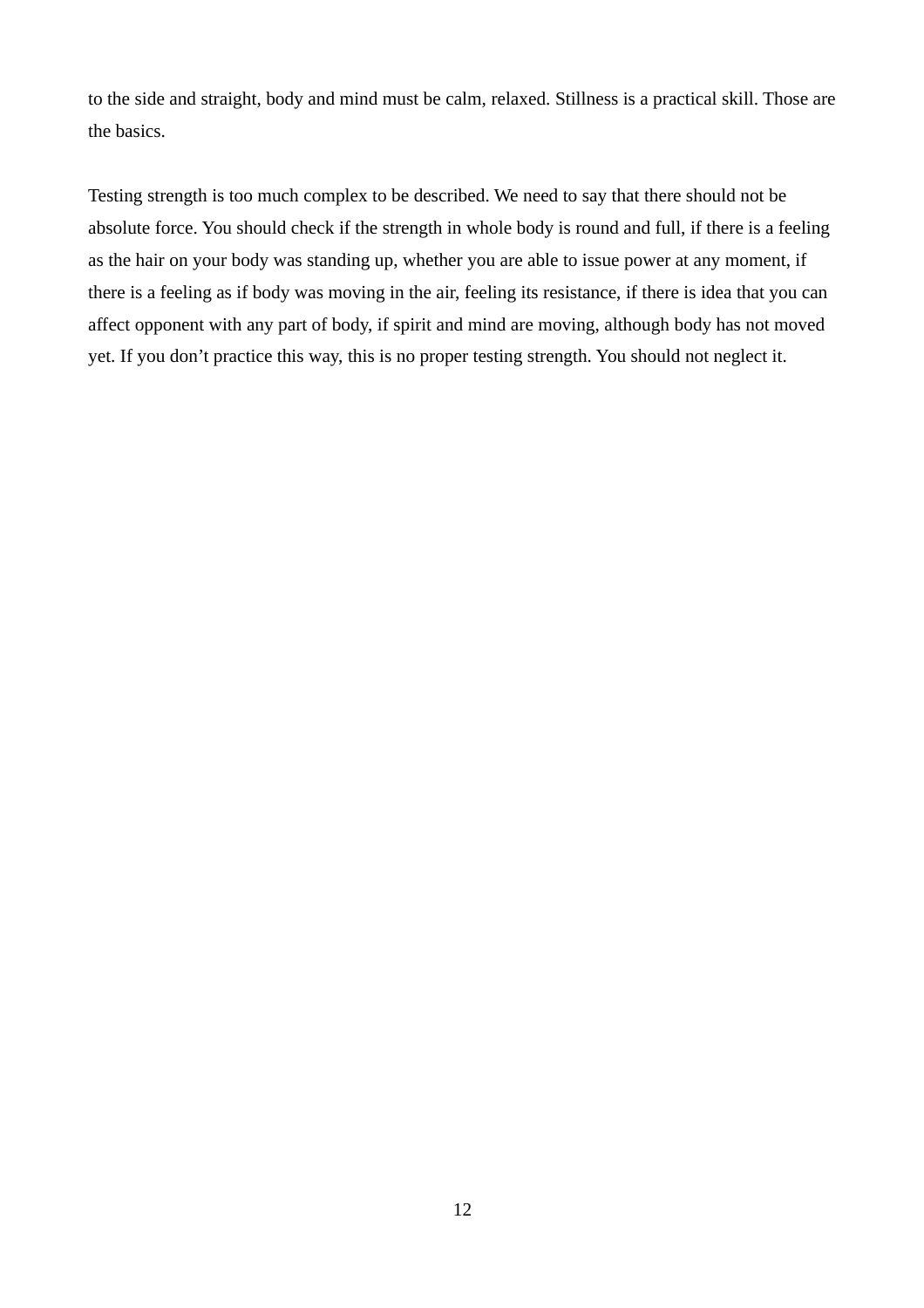to the side and straight, body and mind must be calm, relaxed. Stillness is a practical skill. Those are the basics.

Testing strength is too much complex to be described. We need to say that there should not be absolute force. You should check if the strength in whole body is round and full, if there is a feeling as the hair on your body was standing up, whether you are able to issue power at any moment, if there is a feeling as if body was moving in the air, feeling its resistance, if there is idea that you can affect opponent with any part of body, if spirit and mind are moving, although body has not moved yet. If you don't practice this way, this is no proper testing strength. You should not neglect it.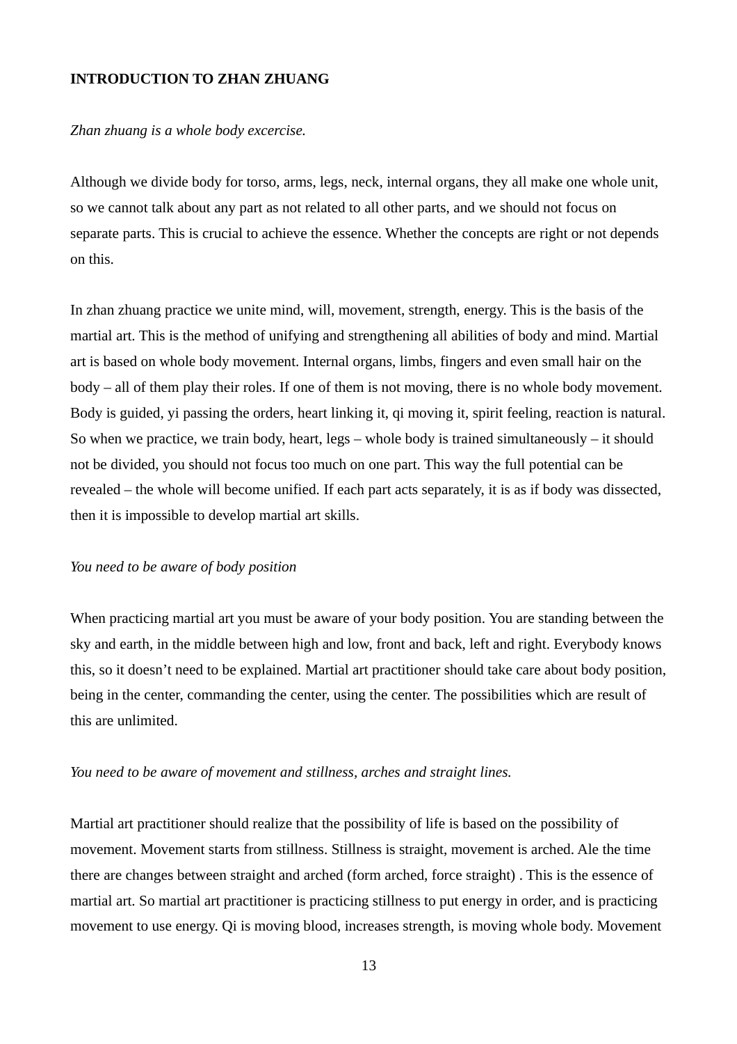**INTRODUCTION TO ZHAN ZHUANG**

*Zhan zhuang is a whole body excercise.*

Although we divide body for torso, arms, legs, neck, internal organs, they all make one whole unit, so we cannot talk about any part as not related to all other parts, and we should not focus on separate parts. This is crucial to achieve the essence. Whether the concepts are right or not depends on this.

In zhan zhuang practice we unite mind, will, movement, strength, energy. This is the basis of the martial art. This is the method of unifying and strengthening all abilities of body and mind. Martial art is based on whole body movement. Internal organs, limbs, fingers and even small hair on the body – all of them play their roles. If one of them is not moving, there is no whole body movement. Body is guided, yi passing the orders, heart linking it, qi moving it, spirit feeling, reaction is natural. So when we practice, we train body, heart, legs – whole body is trained simultaneously – it should not be divided, you should not focus too much on one part. This way the full potential can be revealed – the whole will become unified. If each part acts separately, it is as if body was dissected, then it is impossible to develop martial art skills.

*You need to be aware of body position*

When practicing martial art you must be aware of your body position. You are standing between the sky and earth, in the middle between high and low, front and back, left and right. Everybody knows this, so it doesn't need to be explained. Martial art practitioner should take care about body position, being in the center, commanding the center, using the center. The possibilities which are result of this are unlimited.

*You need to be aware of movement and stillness, arches and straight lines.*

Martial art practitioner should realize that the possibility of life is based on the possibility of movement. Movement starts from stillness. Stillness is straight, movement is arched. Ale the time there are changes between straight and arched (form arched, force straight) . This is the essence of martial art. So martial art practitioner is practicing stillness to put energy in order, and is practicing movement to use energy. Qi is moving blood, increases strength, is moving whole body. Movement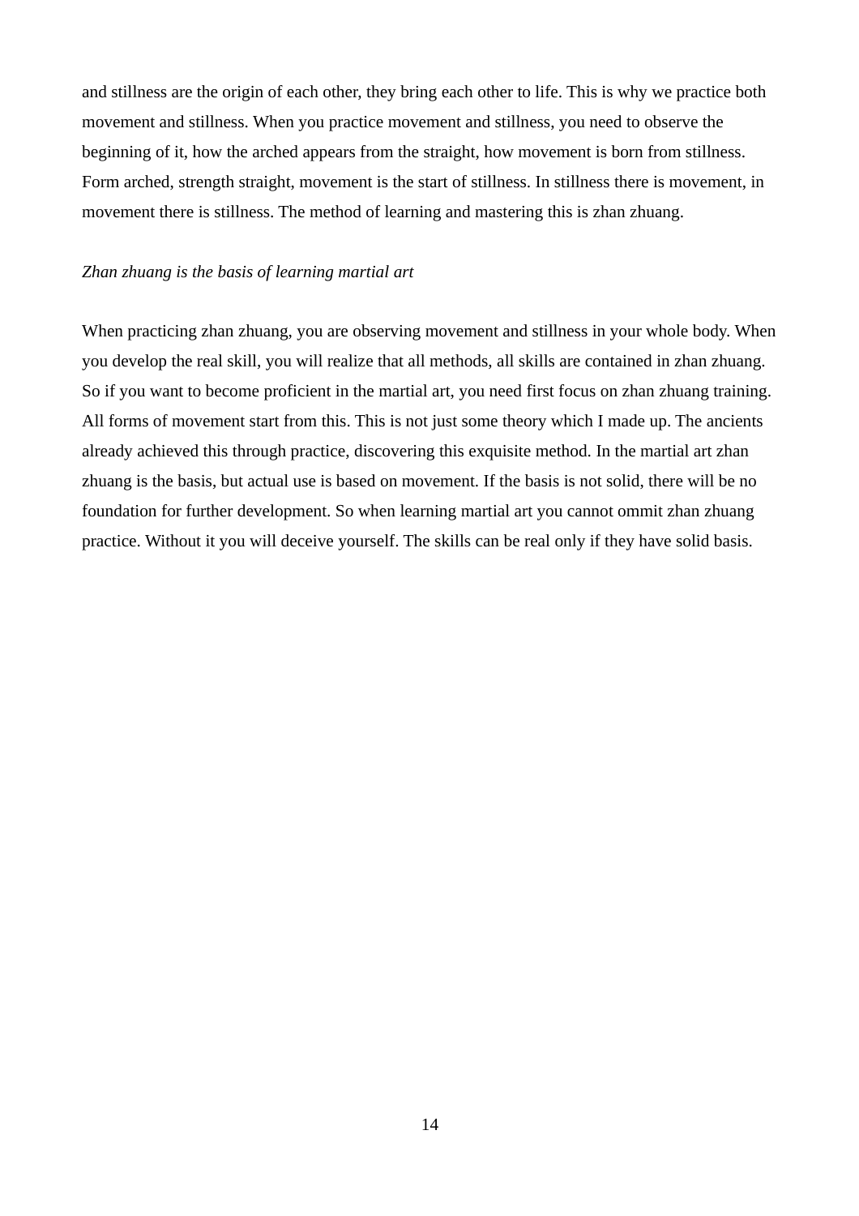and stillness are the origin of each other, they bring each other to life. This is why we practice both movement and stillness. When you practice movement and stillness, you need to observe the beginning of it, how the arched appears from the straight, how movement is born from stillness. Form arched, strength straight, movement is the start of stillness. In stillness there is movement, in movement there is stillness. The method of learning and mastering this is zhan zhuang.

*Zhan zhuang is the basis of learning martial art*

When practicing zhan zhuang, you are observing movement and stillness in your whole body. When you develop the real skill, you will realize that all methods, all skills are contained in zhan zhuang. So if you want to become proficient in the martial art, you need first focus on zhan zhuang training. All forms of movement start from this. This is not just some theory which I made up. The ancients already achieved this through practice, discovering this exquisite method. In the martial art zhan zhuang is the basis, but actual use is based on movement. If the basis is not solid, there will be no foundation for further development. So when learning martial art you cannot ommit zhan zhuang practice. Without it you will deceive yourself. The skills can be real only if they have solid basis.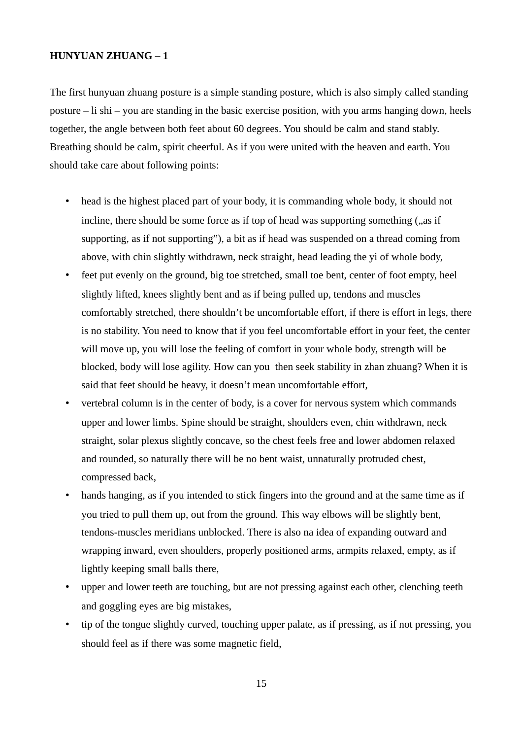**HUNYUAN ZHUANG – 1**

The first hunyuan zhuang posture is a simple standing posture, which is also simply called standing posture – li shi – you are standing in the basic exercise position, with you arms hanging down, heels together, the angle between both feet about 60 degrees. You should be calm and stand stably. Breathing should be calm, spirit cheerful. As if you were united with the heaven and earth. You should take care about following points:

- head is the highest placed part of your body, it is commanding whole body, it should not incline, there should be some force as if top of head was supporting something („as if supporting, as if not supporting"), a bit as if head was suspended on a thread coming from above, with chin slightly withdrawn, neck straight, head leading the yi of whole body,
- feet put evenly on the ground, big toe stretched, small toe bent, center of foot empty, heel slightly lifted, knees slightly bent and as if being pulled up, tendons and muscles comfortably stretched, there shouldn't be uncomfortable effort, if there is effort in legs, there is no stability. You need to know that if you feel uncomfortable effort in your feet, the center will move up, you will lose the feeling of comfort in your whole body, strength will be blocked, body will lose agility. How can you then seek stability in zhan zhuang? When it is said that feet should be heavy, it doesn't mean uncomfortable effort,
- vertebral column is in the center of body, is a cover for nervous system which commands upper and lower limbs. Spine should be straight, shoulders even, chin withdrawn, neck straight, solar plexus slightly concave, so the chest feels free and lower abdomen relaxed and rounded, so naturally there will be no bent waist, unnaturally protruded chest, compressed back,
- hands hanging, as if you intended to stick fingers into the ground and at the same time as if you tried to pull them up, out from the ground. This way elbows will be slightly bent, tendons-muscles meridians unblocked. There is also na idea of expanding outward and wrapping inward, even shoulders, properly positioned arms, armpits relaxed, empty, as if lightly keeping small balls there,
- upper and lower teeth are touching, but are not pressing against each other, clenching teeth and goggling eyes are big mistakes,
- tip of the tongue slightly curved, touching upper palate, as if pressing, as if not pressing, you should feel as if there was some magnetic field,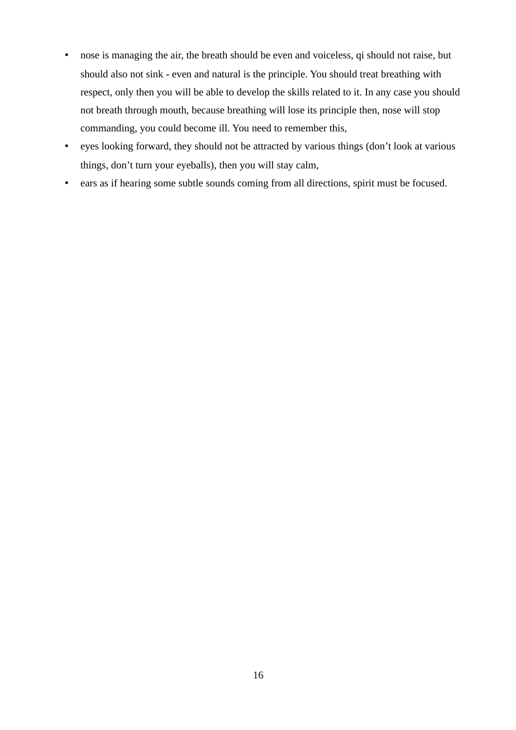- nose is managing the air, the breath should be even and voiceless, qi should not raise, but should also not sink - even and natural is the principle. You should treat breathing with respect, only then you will be able to develop the skills related to it. In any case you should not breath through mouth, because breathing will lose its principle then, nose will stop commanding, you could become ill. You need to remember this,
- eyes looking forward, they should not be attracted by various things (don't look at various things, don't turn your eyeballs), then you will stay calm,
- ears as if hearing some subtle sounds coming from all directions, spirit must be focused.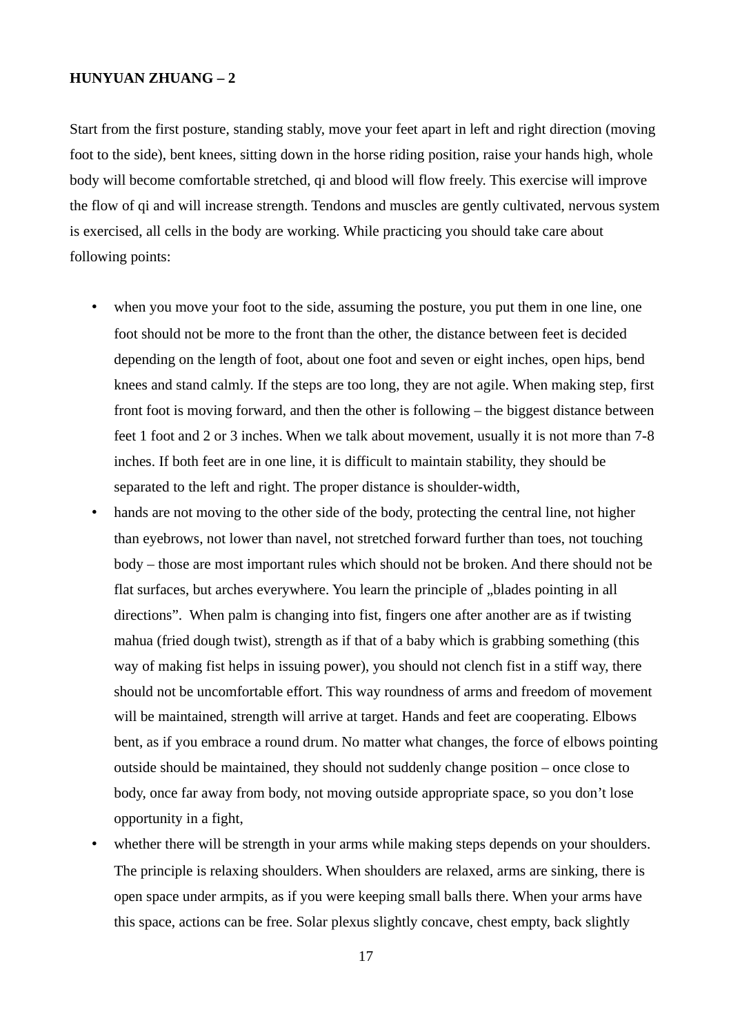**HUNYUAN ZHUANG – 2**

Start from the first posture, standing stably, move your feet apart in left and right direction (moving foot to the side), bent knees, sitting down in the horse riding position, raise your hands high, whole body will become comfortable stretched, qi and blood will flow freely. This exercise will improve the flow of qi and will increase strength. Tendons and muscles are gently cultivated, nervous system is exercised, all cells in the body are working. While practicing you should take care about following points:

- when you move your foot to the side, assuming the posture, you put them in one line, one foot should not be more to the front than the other, the distance between feet is decided depending on the length of foot, about one foot and seven or eight inches, open hips, bend knees and stand calmly. If the steps are too long, they are not agile. When making step, first front foot is moving forward, and then the other is following – the biggest distance between feet 1 foot and 2 or 3 inches. When we talk about movement, usually it is not more than 7-8 inches. If both feet are in one line, it is difficult to maintain stability, they should be separated to the left and right. The proper distance is shoulder-width,
- hands are not moving to the other side of the body, protecting the central line, not higher than eyebrows, not lower than navel, not stretched forward further than toes, not touching body – those are most important rules which should not be broken. And there should not be flat surfaces, but arches everywhere. You learn the principle of „blades pointing in all directions". When palm is changing into fist, fingers one after another are as if twisting mahua (fried dough twist), strength as if that of a baby which is grabbing something (this way of making fist helps in issuing power), you should not clench fist in a stiff way, there should not be uncomfortable effort. This way roundness of arms and freedom of movement will be maintained, strength will arrive at target. Hands and feet are cooperating. Elbows bent, as if you embrace a round drum. No matter what changes, the force of elbows pointing outside should be maintained, they should not suddenly change position – once close to body, once far away from body, not moving outside appropriate space, so you don't lose opportunity in a fight,
- whether there will be strength in your arms while making steps depends on your shoulders. The principle is relaxing shoulders. When shoulders are relaxed, arms are sinking, there is open space under armpits, as if you were keeping small balls there. When your arms have this space, actions can be free. Solar plexus slightly concave, chest empty, back slightly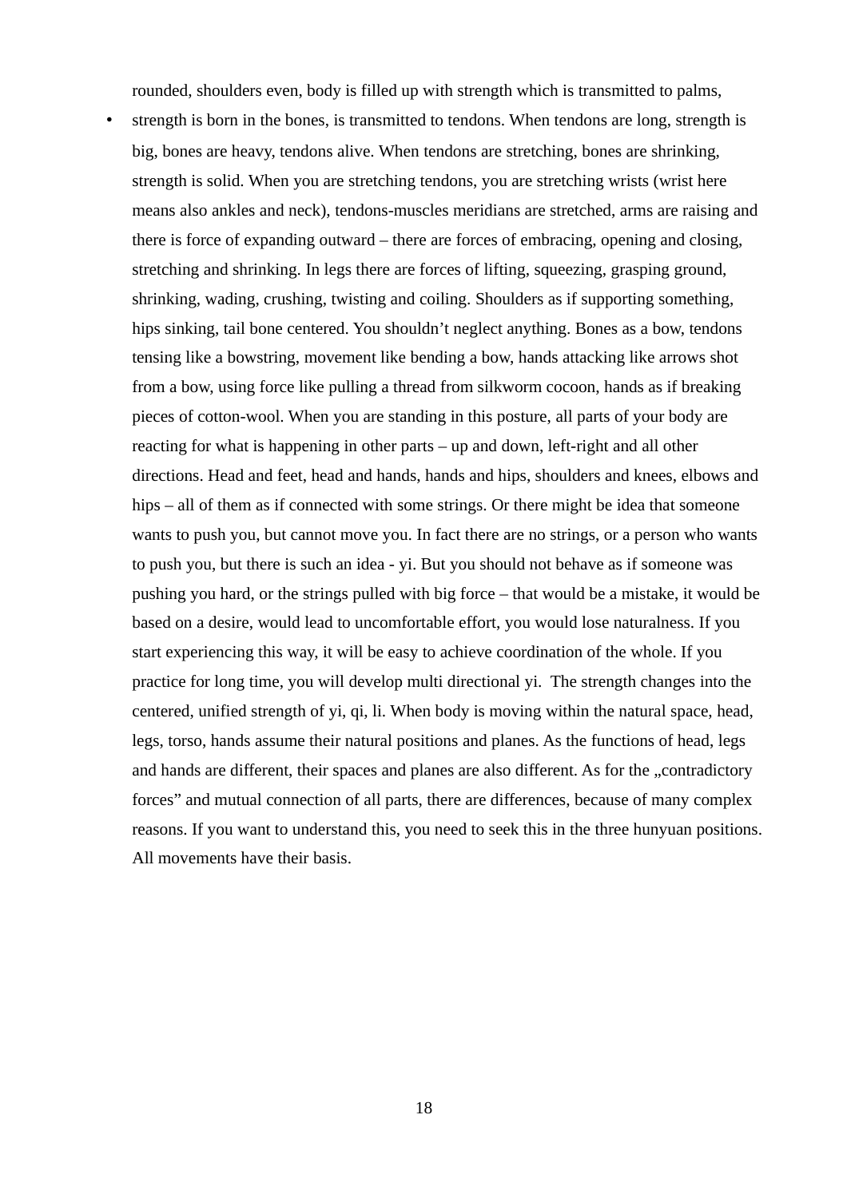rounded, shoulders even, body is filled up with strength which is transmitted to palms,

- strength is born in the bones, is transmitted to tendons. When tendons are long, strength is big, bones are heavy, tendons alive. When tendons are stretching, bones are shrinking, strength is solid. When you are stretching tendons, you are stretching wrists (wrist here means also ankles and neck), tendons-muscles meridians are stretched, arms are raising and there is force of expanding outward – there are forces of embracing, opening and closing, stretching and shrinking. In legs there are forces of lifting, squeezing, grasping ground, shrinking, wading, crushing, twisting and coiling. Shoulders as if supporting something, hips sinking, tail bone centered. You shouldn't neglect anything. Bones as a bow, tendons tensing like a bowstring, movement like bending a bow, hands attacking like arrows shot from a bow, using force like pulling a thread from silkworm cocoon, hands as if breaking pieces of cotton-wool. When you are standing in this posture, all parts of your body are reacting for what is happening in other parts – up and down, left-right and all other directions. Head and feet, head and hands, hands and hips, shoulders and knees, elbows and hips – all of them as if connected with some strings. Or there might be idea that someone wants to push you, but cannot move you. In fact there are no strings, or a person who wants to push you, but there is such an idea - yi. But you should not behave as if someone was pushing you hard, or the strings pulled with big force – that would be a mistake, it would be based on a desire, would lead to uncomfortable effort, you would lose naturalness. If you start experiencing this way, it will be easy to achieve coordination of the whole. If you practice for long time, you will develop multi directional yi. The strength changes into the centered, unified strength of yi, qi, li. When body is moving within the natural space, head, legs, torso, hands assume their natural positions and planes. As the functions of head, legs and hands are different, their spaces and planes are also different. As for the „contradictory forces" and mutual connection of all parts, there are differences, because of many complex reasons. If you want to understand this, you need to seek this in the three hunyuan positions. All movements have their basis.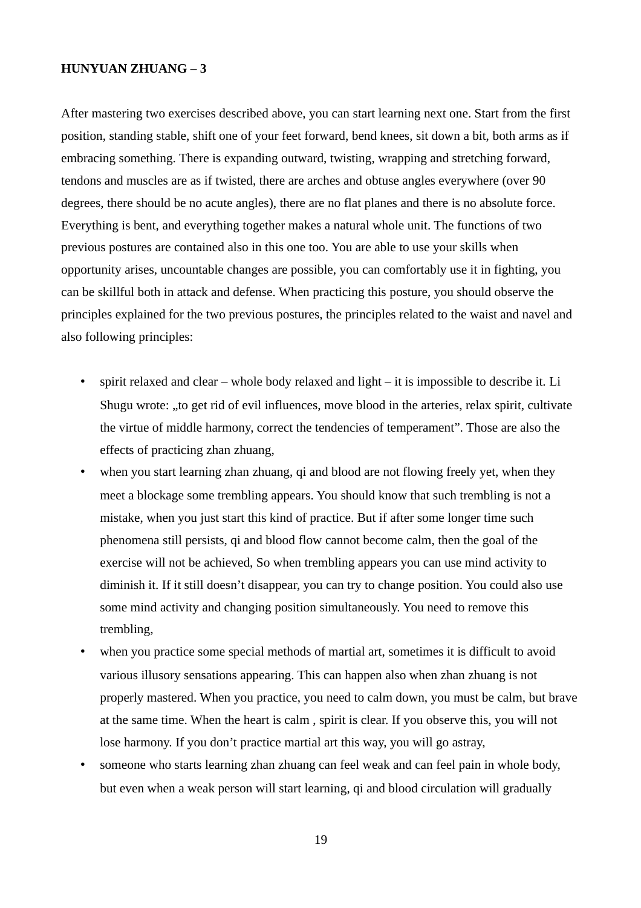**HUNYUAN ZHUANG – 3**

After mastering two exercises described above, you can start learning next one. Start from the first position, standing stable, shift one of your feet forward, bend knees, sit down a bit, both arms as if embracing something. There is expanding outward, twisting, wrapping and stretching forward, tendons and muscles are as if twisted, there are arches and obtuse angles everywhere (over 90 degrees, there should be no acute angles), there are no flat planes and there is no absolute force. Everything is bent, and everything together makes a natural whole unit. The functions of two previous postures are contained also in this one too. You are able to use your skills when opportunity arises, uncountable changes are possible, you can comfortably use it in fighting, you can be skillful both in attack and defense. When practicing this posture, you should observe the principles explained for the two previous postures, the principles related to the waist and navel and also following principles:

- spirit relaxed and clear – whole body relaxed and light – it is impossible to describe it. Li Shugu wrote: „to get rid of evil influences, move blood in the arteries, relax spirit, cultivate the virtue of middle harmony, correct the tendencies of temperament". Those are also the effects of practicing zhan zhuang,
- when you start learning zhan zhuang, qi and blood are not flowing freely yet, when they meet a blockage some trembling appears. You should know that such trembling is not a mistake, when you just start this kind of practice. But if after some longer time such phenomena still persists, qi and blood flow cannot become calm, then the goal of the exercise will not be achieved, So when trembling appears you can use mind activity to diminish it. If it still doesn't disappear, you can try to change position. You could also use some mind activity and changing position simultaneously. You need to remove this trembling,
- when you practice some special methods of martial art, sometimes it is difficult to avoid various illusory sensations appearing. This can happen also when zhan zhuang is not properly mastered. When you practice, you need to calm down, you must be calm, but brave at the same time. When the heart is calm , spirit is clear. If you observe this, you will not lose harmony. If you don't practice martial art this way, you will go astray,
- someone who starts learning zhan zhuang can feel weak and can feel pain in whole body, but even when a weak person will start learning, qi and blood circulation will gradually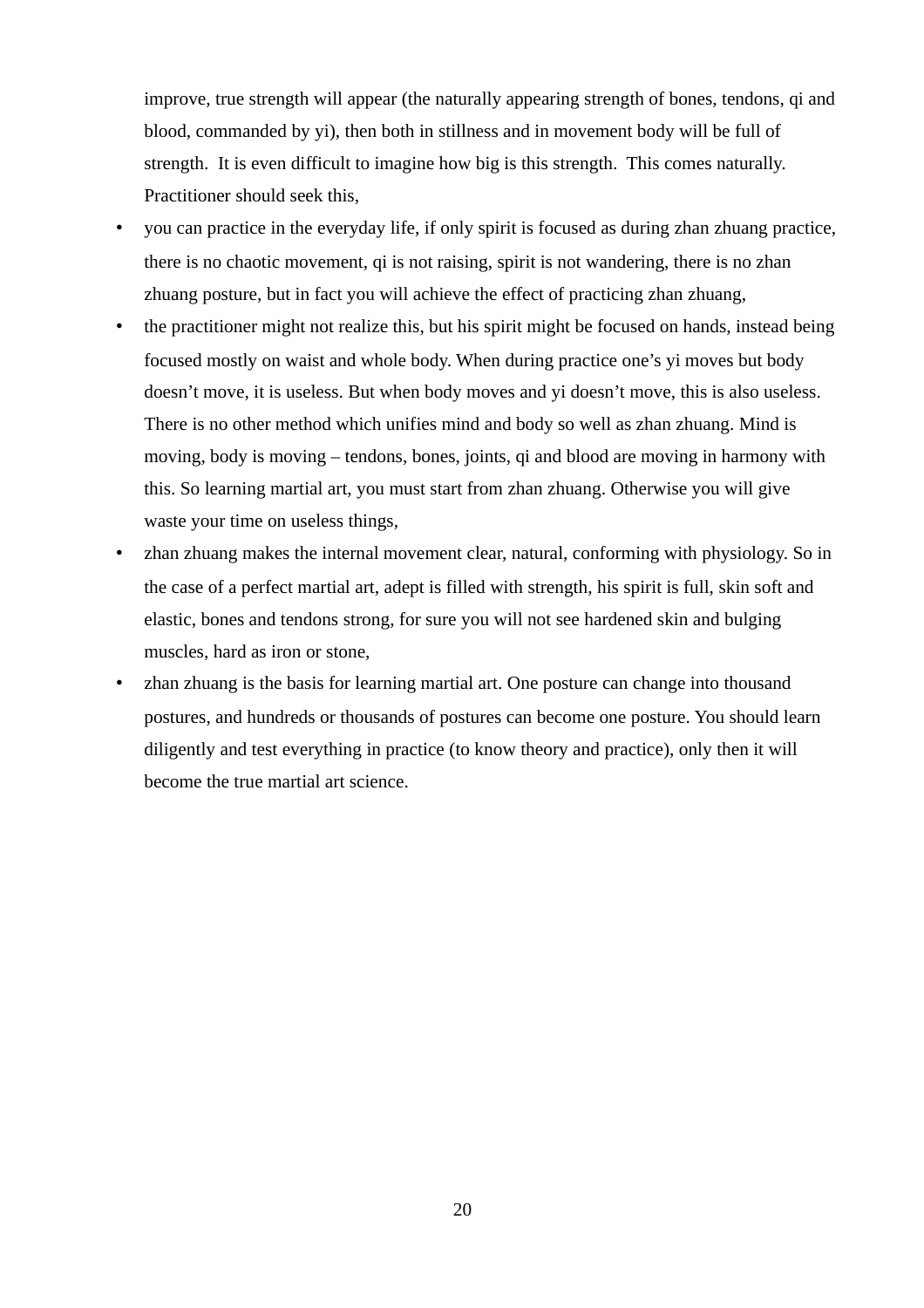improve, true strength will appear (the naturally appearing strength of bones, tendons, qi and blood, commanded by yi), then both in stillness and in movement body will be full of strength.  It is even difficult to imagine how big is this strength.  This comes naturally. Practitioner should seek this,

- you can practice in the everyday life, if only spirit is focused as during zhan zhuang practice, there is no chaotic movement, qi is not raising, spirit is not wandering, there is no zhan zhuang posture, but in fact you will achieve the effect of practicing zhan zhuang,
- the practitioner might not realize this, but his spirit might be focused on hands, instead being focused mostly on waist and whole body. When during practice one's yi moves but body doesn't move, it is useless. But when body moves and yi doesn't move, this is also useless. There is no other method which unifies mind and body so well as zhan zhuang. Mind is moving, body is moving – tendons, bones, joints, qi and blood are moving in harmony with this. So learning martial art, you must start from zhan zhuang. Otherwise you will give waste your time on useless things,
- zhan zhuang makes the internal movement clear, natural, conforming with physiology. So in the case of a perfect martial art, adept is filled with strength, his spirit is full, skin soft and elastic, bones and tendons strong, for sure you will not see hardened skin and bulging muscles, hard as iron or stone,
- zhan zhuang is the basis for learning martial art. One posture can change into thousand postures, and hundreds or thousands of postures can become one posture. You should learn diligently and test everything in practice (to know theory and practice), only then it will become the true martial art science.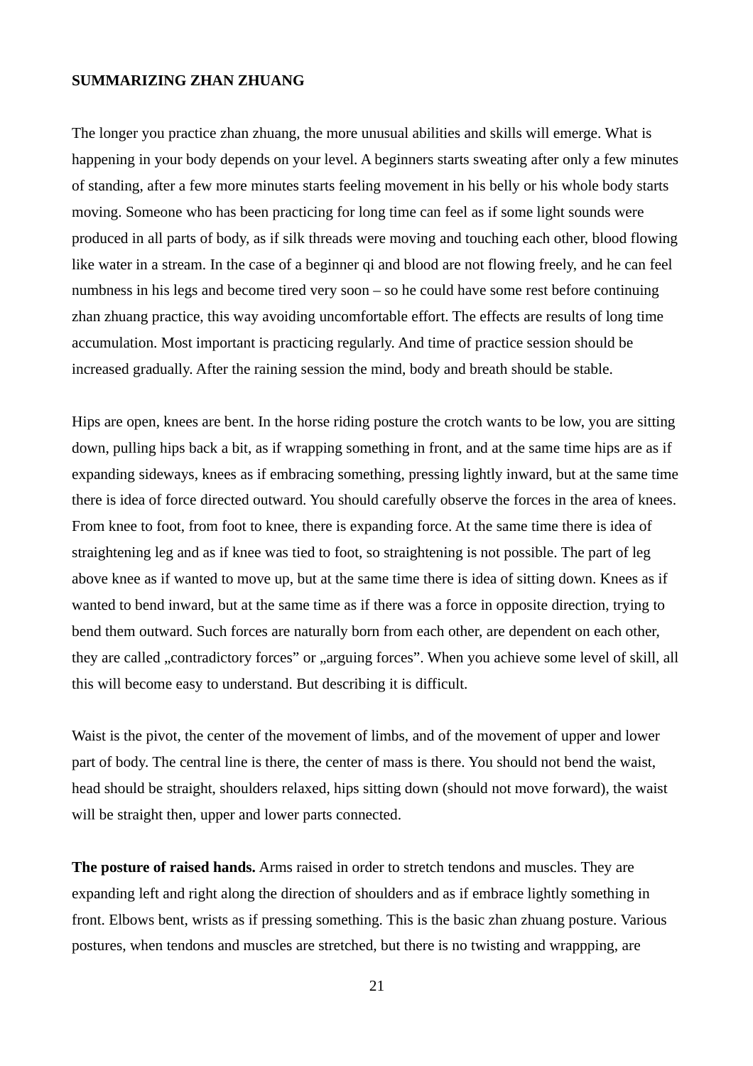**SUMMARIZING ZHAN ZHUANG**

The longer you practice zhan zhuang, the more unusual abilities and skills will emerge. What is happening in your body depends on your level. A beginners starts sweating after only a few minutes of standing, after a few more minutes starts feeling movement in his belly or his whole body starts moving. Someone who has been practicing for long time can feel as if some light sounds were produced in all parts of body, as if silk threads were moving and touching each other, blood flowing like water in a stream. In the case of a beginner qi and blood are not flowing freely, and he can feel numbness in his legs and become tired very soon – so he could have some rest before continuing zhan zhuang practice, this way avoiding uncomfortable effort. The effects are results of long time accumulation. Most important is practicing regularly. And time of practice session should be increased gradually. After the raining session the mind, body and breath should be stable.

Hips are open, knees are bent. In the horse riding posture the crotch wants to be low, you are sitting down, pulling hips back a bit, as if wrapping something in front, and at the same time hips are as if expanding sideways, knees as if embracing something, pressing lightly inward, but at the same time there is idea of force directed outward. You should carefully observe the forces in the area of knees. From knee to foot, from foot to knee, there is expanding force. At the same time there is idea of straightening leg and as if knee was tied to foot, so straightening is not possible. The part of leg above knee as if wanted to move up, but at the same time there is idea of sitting down. Knees as if wanted to bend inward, but at the same time as if there was a force in opposite direction, trying to bend them outward. Such forces are naturally born from each other, are dependent on each other, they are called „contradictory forces” or „arguing forces”. When you achieve some level of skill, all this will become easy to understand. But describing it is difficult.

Waist is the pivot, the center of the movement of limbs, and of the movement of upper and lower part of body. The central line is there, the center of mass is there. You should not bend the waist, head should be straight, shoulders relaxed, hips sitting down (should not move forward), the waist will be straight then, upper and lower parts connected.

**The posture of raised hands.** Arms raised in order to stretch tendons and muscles. They are expanding left and right along the direction of shoulders and as if embrace lightly something in front. Elbows bent, wrists as if pressing something. This is the basic zhan zhuang posture. Various postures, when tendons and muscles are stretched, but there is no twisting and wrappping, are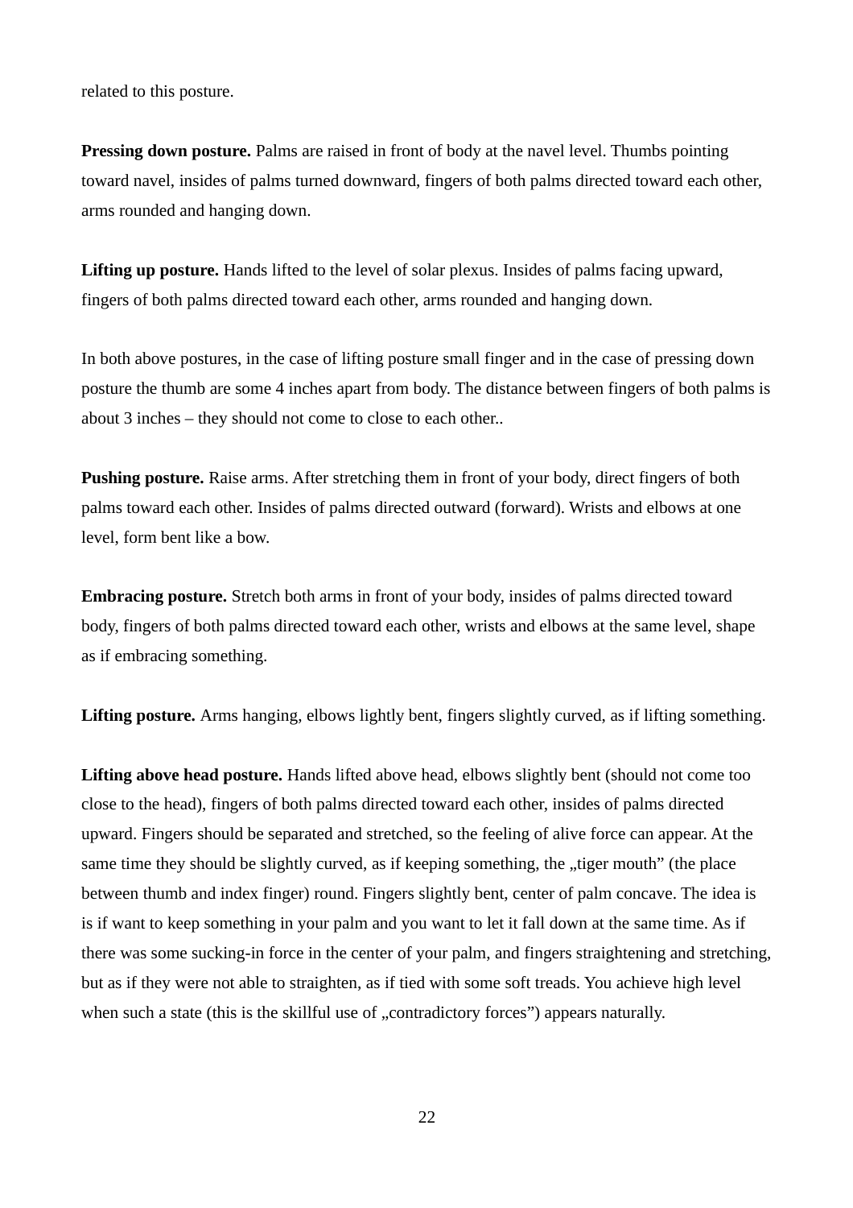related to this posture.

**Pressing down posture.** Palms are raised in front of body at the navel level. Thumbs pointing toward navel, insides of palms turned downward, fingers of both palms directed toward each other, arms rounded and hanging down.

**Lifting up posture.** Hands lifted to the level of solar plexus. Insides of palms facing upward, fingers of both palms directed toward each other, arms rounded and hanging down.

In both above postures, in the case of lifting posture small finger and in the case of pressing down posture the thumb are some 4 inches apart from body. The distance between fingers of both palms is about 3 inches – they should not come to close to each other..

**Pushing posture.** Raise arms. After stretching them in front of your body, direct fingers of both palms toward each other. Insides of palms directed outward (forward). Wrists and elbows at one level, form bent like a bow.

**Embracing posture.** Stretch both arms in front of your body, insides of palms directed toward body, fingers of both palms directed toward each other, wrists and elbows at the same level, shape as if embracing something.

**Lifting posture.** Arms hanging, elbows lightly bent, fingers slightly curved, as if lifting something.

**Lifting above head posture.** Hands lifted above head, elbows slightly bent (should not come too close to the head), fingers of both palms directed toward each other, insides of palms directed upward. Fingers should be separated and stretched, so the feeling of alive force can appear. At the same time they should be slightly curved, as if keeping something, the „tiger mouth" (the place between thumb and index finger) round. Fingers slightly bent, center of palm concave. The idea is is if want to keep something in your palm and you want to let it fall down at the same time. As if there was some sucking-in force in the center of your palm, and fingers straightening and stretching, but as if they were not able to straighten, as if tied with some soft treads. You achieve high level when such a state (this is the skillful use of „contradictory forces") appears naturally.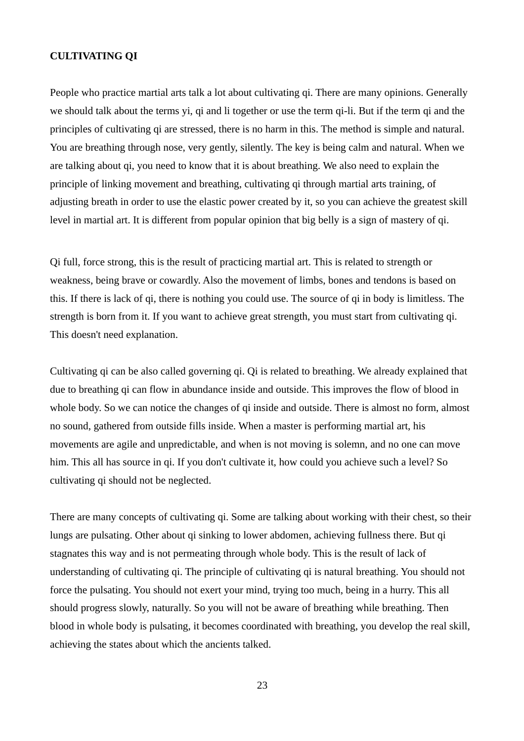**CULTIVATING QI**

People who practice martial arts talk a lot about cultivating qi. There are many opinions. Generally we should talk about the terms yi, qi and li together or use the term qi-li. But if the term qi and the principles of cultivating qi are stressed, there is no harm in this. The method is simple and natural. You are breathing through nose, very gently, silently. The key is being calm and natural. When we are talking about qi, you need to know that it is about breathing. We also need to explain the principle of linking movement and breathing, cultivating qi through martial arts training, of adjusting breath in order to use the elastic power created by it, so you can achieve the greatest skill level in martial art. It is different from popular opinion that big belly is a sign of mastery of qi.

Qi full, force strong, this is the result of practicing martial art. This is related to strength or weakness, being brave or cowardly. Also the movement of limbs, bones and tendons is based on this. If there is lack of qi, there is nothing you could use. The source of qi in body is limitless. The strength is born from it. If you want to achieve great strength, you must start from cultivating qi. This doesn't need explanation.

Cultivating qi can be also called governing qi. Qi is related to breathing. We already explained that due to breathing qi can flow in abundance inside and outside. This improves the flow of blood in whole body. So we can notice the changes of qi inside and outside. There is almost no form, almost no sound, gathered from outside fills inside. When a master is performing martial art, his movements are agile and unpredictable, and when is not moving is solemn, and no one can move him. This all has source in qi. If you don't cultivate it, how could you achieve such a level? So cultivating qi should not be neglected.

There are many concepts of cultivating qi. Some are talking about working with their chest, so their lungs are pulsating. Other about qi sinking to lower abdomen, achieving fullness there. But qi stagnates this way and is not permeating through whole body. This is the result of lack of understanding of cultivating qi. The principle of cultivating qi is natural breathing. You should not force the pulsating. You should not exert your mind, trying too much, being in a hurry. This all should progress slowly, naturally. So you will not be aware of breathing while breathing. Then blood in whole body is pulsating, it becomes coordinated with breathing, you develop the real skill, achieving the states about which the ancients talked.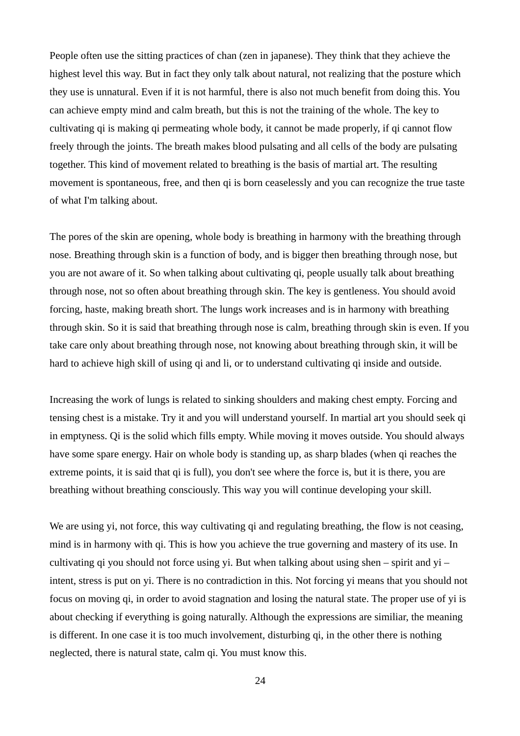People often use the sitting practices of chan (zen in japanese). They think that they achieve the highest level this way. But in fact they only talk about natural, not realizing that the posture which they use is unnatural. Even if it is not harmful, there is also not much benefit from doing this. You can achieve empty mind and calm breath, but this is not the training of the whole. The key to cultivating qi is making qi permeating whole body, it cannot be made properly, if qi cannot flow freely through the joints. The breath makes blood pulsating and all cells of the body are pulsating together. This kind of movement related to breathing is the basis of martial art. The resulting movement is spontaneous, free, and then qi is born ceaselessly and you can recognize the true taste of what I'm talking about.

The pores of the skin are opening, whole body is breathing in harmony with the breathing through nose. Breathing through skin is a function of body, and is bigger then breathing through nose, but you are not aware of it. So when talking about cultivating qi, people usually talk about breathing through nose, not so often about breathing through skin. The key is gentleness. You should avoid forcing, haste, making breath short. The lungs work increases and is in harmony with breathing through skin. So it is said that breathing through nose is calm, breathing through skin is even. If you take care only about breathing through nose, not knowing about breathing through skin, it will be hard to achieve high skill of using qi and li, or to understand cultivating qi inside and outside.

Increasing the work of lungs is related to sinking shoulders and making chest empty. Forcing and tensing chest is a mistake. Try it and you will understand yourself. In martial art you should seek qi in emptyness. Qi is the solid which fills empty. While moving it moves outside. You should always have some spare energy. Hair on whole body is standing up, as sharp blades (when qi reaches the extreme points, it is said that qi is full), you don't see where the force is, but it is there, you are breathing without breathing consciously. This way you will continue developing your skill.

We are using yi, not force, this way cultivating qi and regulating breathing, the flow is not ceasing, mind is in harmony with qi. This is how you achieve the true governing and mastery of its use. In cultivating qi you should not force using yi. But when talking about using shen – spirit and yi – intent, stress is put on yi. There is no contradiction in this. Not forcing yi means that you should not focus on moving qi, in order to avoid stagnation and losing the natural state. The proper use of yi is about checking if everything is going naturally. Although the expressions are similiar, the meaning is different. In one case it is too much involvement, disturbing qi, in the other there is nothing neglected, there is natural state, calm qi. You must know this.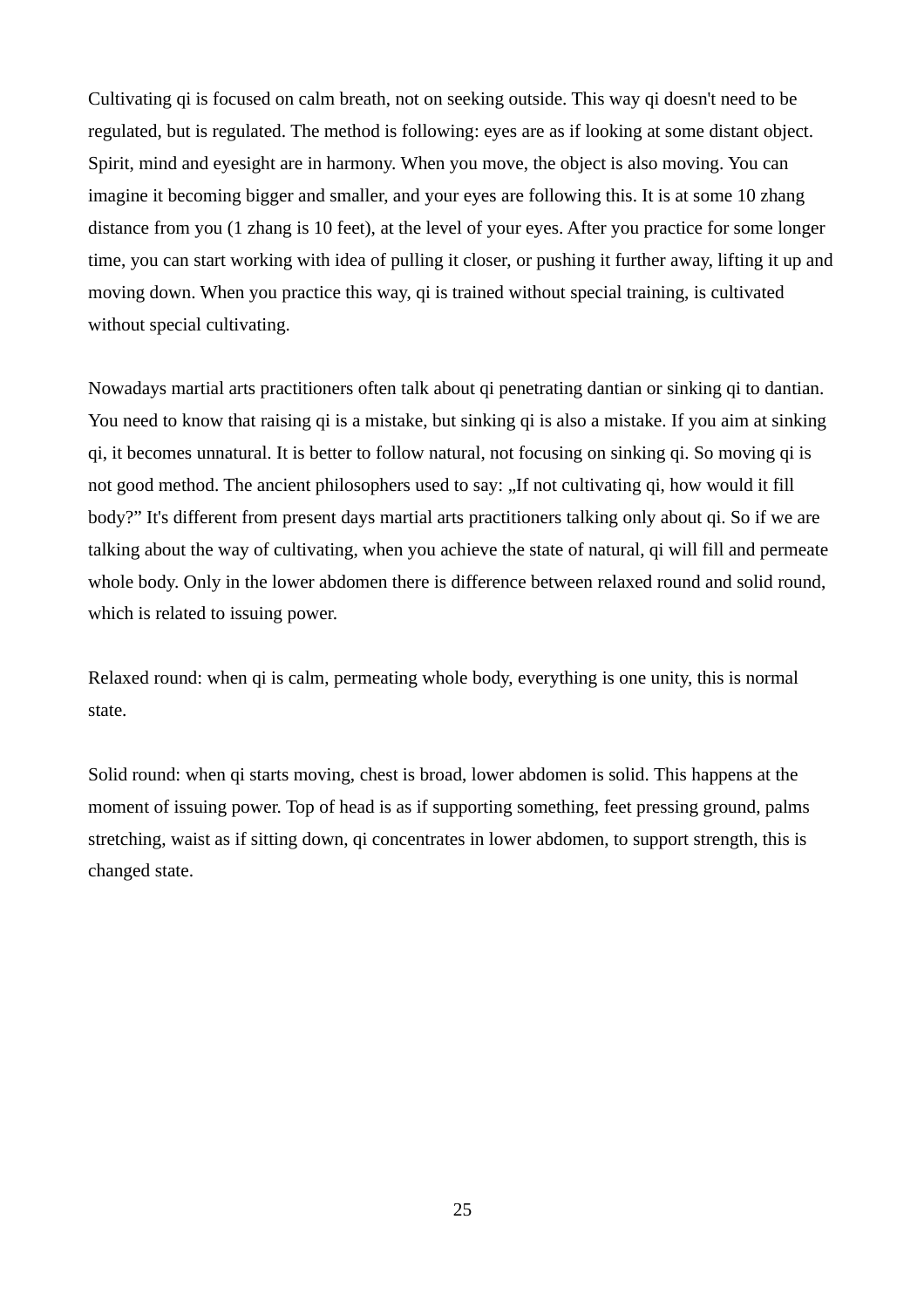Cultivating qi is focused on calm breath, not on seeking outside. This way qi doesn't need to be regulated, but is regulated. The method is following: eyes are as if looking at some distant object. Spirit, mind and eyesight are in harmony. When you move, the object is also moving. You can imagine it becoming bigger and smaller, and your eyes are following this. It is at some 10 zhang distance from you (1 zhang is 10 feet), at the level of your eyes. After you practice for some longer time, you can start working with idea of pulling it closer, or pushing it further away, lifting it up and moving down. When you practice this way, qi is trained without special training, is cultivated without special cultivating.

Nowadays martial arts practitioners often talk about qi penetrating dantian or sinking qi to dantian. You need to know that raising qi is a mistake, but sinking qi is also a mistake. If you aim at sinking qi, it becomes unnatural. It is better to follow natural, not focusing on sinking qi. So moving qi is not good method. The ancient philosophers used to say: „If not cultivating qi, how would it fill body?" It's different from present days martial arts practitioners talking only about qi. So if we are talking about the way of cultivating, when you achieve the state of natural, qi will fill and permeate whole body. Only in the lower abdomen there is difference between relaxed round and solid round, which is related to issuing power.

Relaxed round: when qi is calm, permeating whole body, everything is one unity, this is normal state.

Solid round: when qi starts moving, chest is broad, lower abdomen is solid. This happens at the moment of issuing power. Top of head is as if supporting something, feet pressing ground, palms stretching, waist as if sitting down, qi concentrates in lower abdomen, to support strength, this is changed state.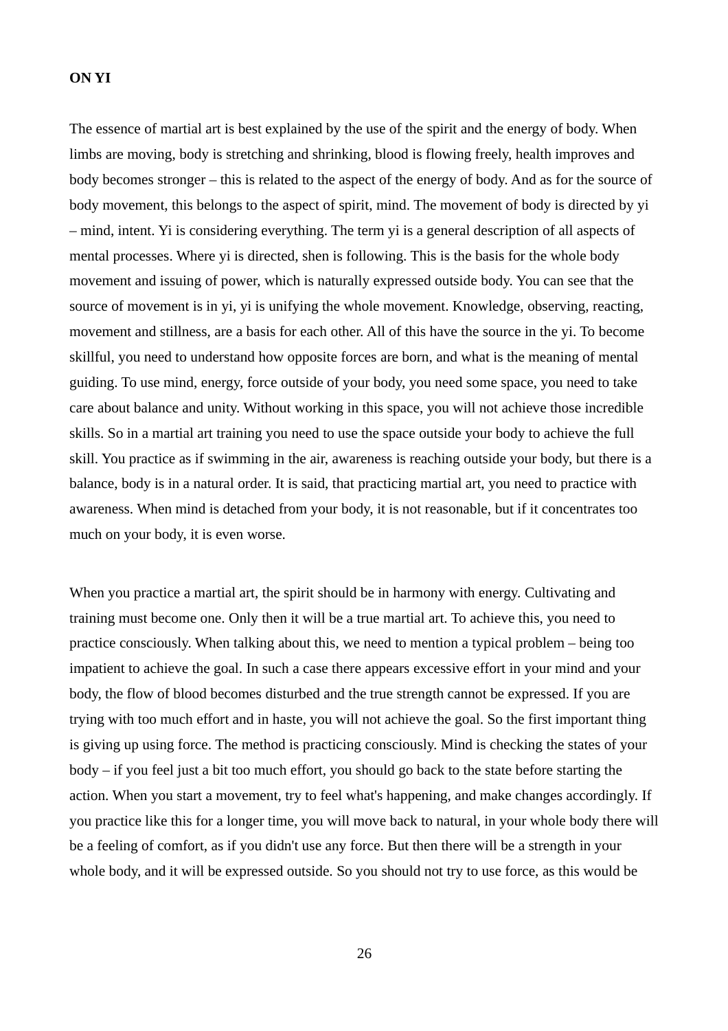**ON YI**

The essence of martial art is best explained by the use of the spirit and the energy of body. When limbs are moving, body is stretching and shrinking, blood is flowing freely, health improves and body becomes stronger – this is related to the aspect of the energy of body. And as for the source of body movement, this belongs to the aspect of spirit, mind. The movement of body is directed by yi – mind, intent. Yi is considering everything. The term yi is a general description of all aspects of mental processes. Where yi is directed, shen is following. This is the basis for the whole body movement and issuing of power, which is naturally expressed outside body. You can see that the source of movement is in yi, yi is unifying the whole movement. Knowledge, observing, reacting, movement and stillness, are a basis for each other. All of this have the source in the yi. To become skillful, you need to understand how opposite forces are born, and what is the meaning of mental guiding. To use mind, energy, force outside of your body, you need some space, you need to take care about balance and unity. Without working in this space, you will not achieve those incredible skills. So in a martial art training you need to use the space outside your body to achieve the full skill. You practice as if swimming in the air, awareness is reaching outside your body, but there is a balance, body is in a natural order. It is said, that practicing martial art, you need to practice with awareness. When mind is detached from your body, it is not reasonable, but if it concentrates too much on your body, it is even worse.

When you practice a martial art, the spirit should be in harmony with energy. Cultivating and training must become one. Only then it will be a true martial art. To achieve this, you need to practice consciously. When talking about this, we need to mention a typical problem – being too impatient to achieve the goal. In such a case there appears excessive effort in your mind and your body, the flow of blood becomes disturbed and the true strength cannot be expressed. If you are trying with too much effort and in haste, you will not achieve the goal. So the first important thing is giving up using force. The method is practicing consciously. Mind is checking the states of your body – if you feel just a bit too much effort, you should go back to the state before starting the action. When you start a movement, try to feel what's happening, and make changes accordingly. If you practice like this for a longer time, you will move back to natural, in your whole body there will be a feeling of comfort, as if you didn't use any force. But then there will be a strength in your whole body, and it will be expressed outside. So you should not try to use force, as this would be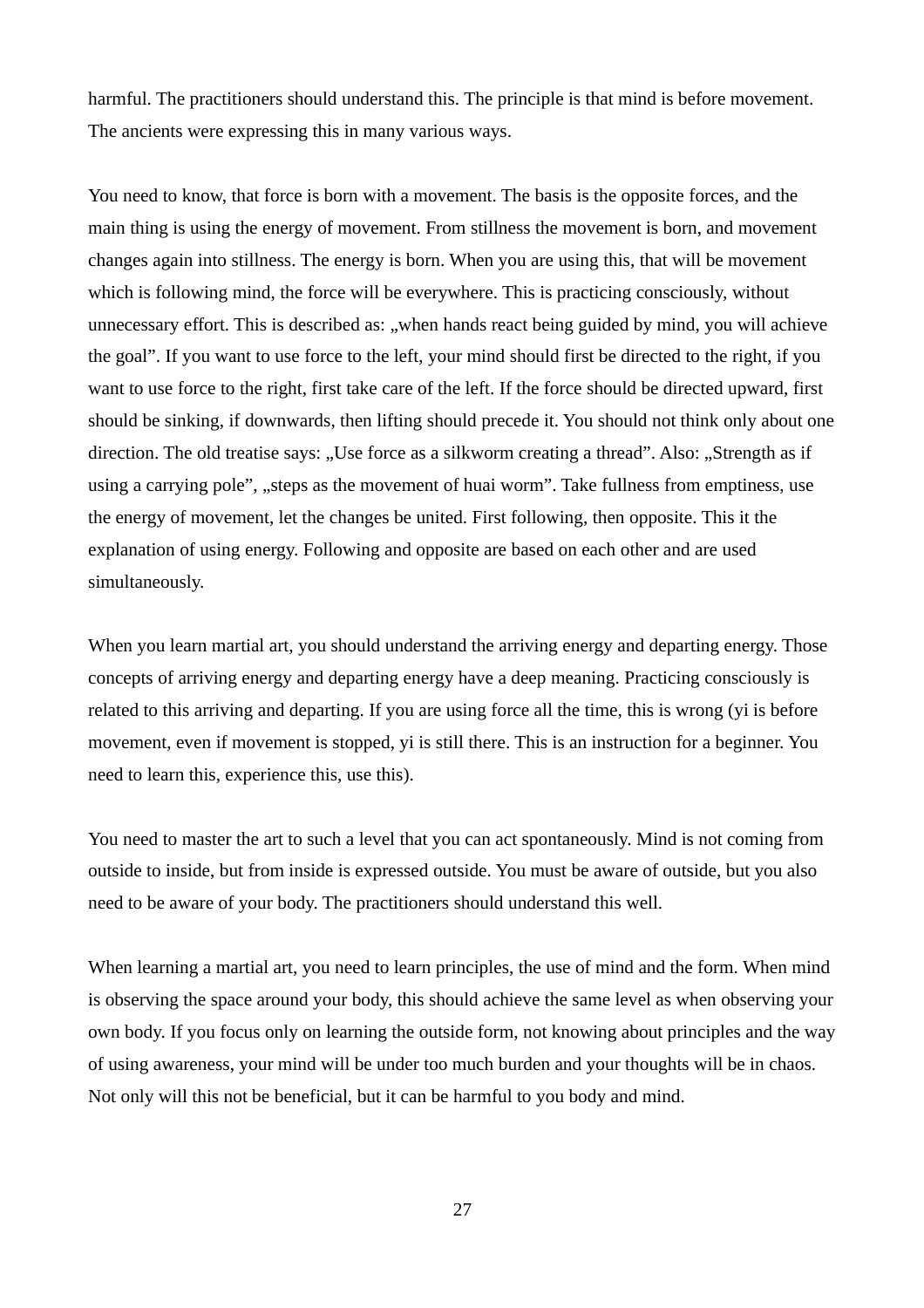harmful. The practitioners should understand this. The principle is that mind is before movement. The ancients were expressing this in many various ways.

You need to know, that force is born with a movement. The basis is the opposite forces, and the main thing is using the energy of movement. From stillness the movement is born, and movement changes again into stillness. The energy is born. When you are using this, that will be movement which is following mind, the force will be everywhere. This is practicing consciously, without unnecessary effort. This is described as: „when hands react being guided by mind, you will achieve the goal". If you want to use force to the left, your mind should first be directed to the right, if you want to use force to the right, first take care of the left. If the force should be directed upward, first should be sinking, if downwards, then lifting should precede it. You should not think only about one direction. The old treatise says: „Use force as a silkworm creating a thread". Also: „Strength as if using a carrying pole", „steps as the movement of huai worm". Take fullness from emptiness, use the energy of movement, let the changes be united. First following, then opposite. This it the explanation of using energy. Following and opposite are based on each other and are used simultaneously.

When you learn martial art, you should understand the arriving energy and departing energy. Those concepts of arriving energy and departing energy have a deep meaning. Practicing consciously is related to this arriving and departing. If you are using force all the time, this is wrong (yi is before movement, even if movement is stopped, yi is still there. This is an instruction for a beginner. You need to learn this, experience this, use this).

You need to master the art to such a level that you can act spontaneously. Mind is not coming from outside to inside, but from inside is expressed outside. You must be aware of outside, but you also need to be aware of your body. The practitioners should understand this well.

When learning a martial art, you need to learn principles, the use of mind and the form. When mind is observing the space around your body, this should achieve the same level as when observing your own body. If you focus only on learning the outside form, not knowing about principles and the way of using awareness, your mind will be under too much burden and your thoughts will be in chaos. Not only will this not be beneficial, but it can be harmful to you body and mind.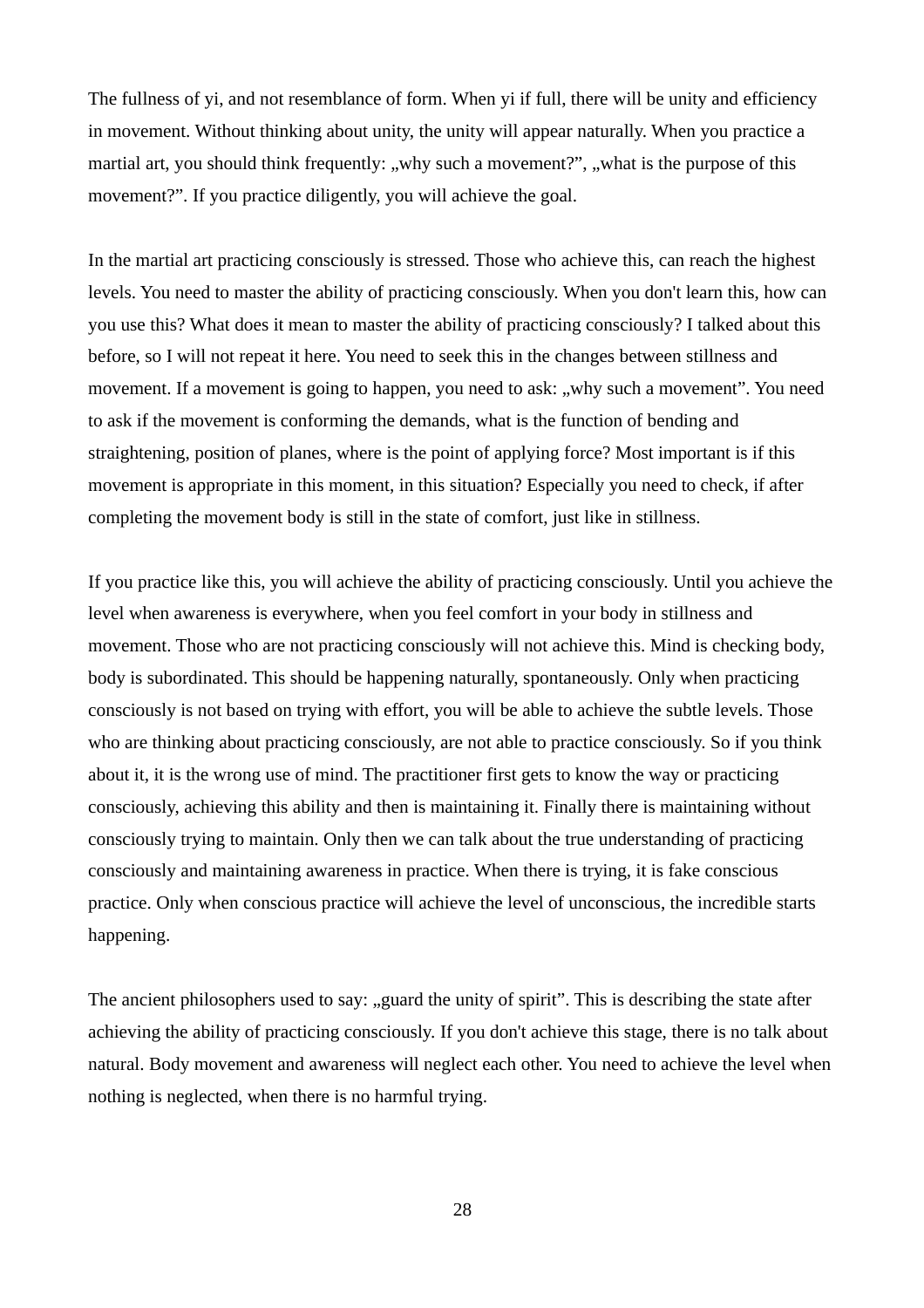The fullness of yi, and not resemblance of form. When yi if full, there will be unity and efficiency in movement. Without thinking about unity, the unity will appear naturally. When you practice a martial art, you should think frequently: „why such a movement?", „what is the purpose of this movement?". If you practice diligently, you will achieve the goal.

In the martial art practicing consciously is stressed. Those who achieve this, can reach the highest levels. You need to master the ability of practicing consciously. When you don't learn this, how can you use this? What does it mean to master the ability of practicing consciously? I talked about this before, so I will not repeat it here. You need to seek this in the changes between stillness and movement. If a movement is going to happen, you need to ask: „why such a movement". You need to ask if the movement is conforming the demands, what is the function of bending and straightening, position of planes, where is the point of applying force? Most important is if this movement is appropriate in this moment, in this situation? Especially you need to check, if after completing the movement body is still in the state of comfort, just like in stillness.

If you practice like this, you will achieve the ability of practicing consciously. Until you achieve the level when awareness is everywhere, when you feel comfort in your body in stillness and movement. Those who are not practicing consciously will not achieve this. Mind is checking body, body is subordinated. This should be happening naturally, spontaneously. Only when practicing consciously is not based on trying with effort, you will be able to achieve the subtle levels. Those who are thinking about practicing consciously, are not able to practice consciously. So if you think about it, it is the wrong use of mind. The practitioner first gets to know the way or practicing consciously, achieving this ability and then is maintaining it. Finally there is maintaining without consciously trying to maintain. Only then we can talk about the true understanding of practicing consciously and maintaining awareness in practice. When there is trying, it is fake conscious practice. Only when conscious practice will achieve the level of unconscious, the incredible starts happening.

The ancient philosophers used to say: „guard the unity of spirit". This is describing the state after achieving the ability of practicing consciously. If you don't achieve this stage, there is no talk about natural. Body movement and awareness will neglect each other. You need to achieve the level when nothing is neglected, when there is no harmful trying.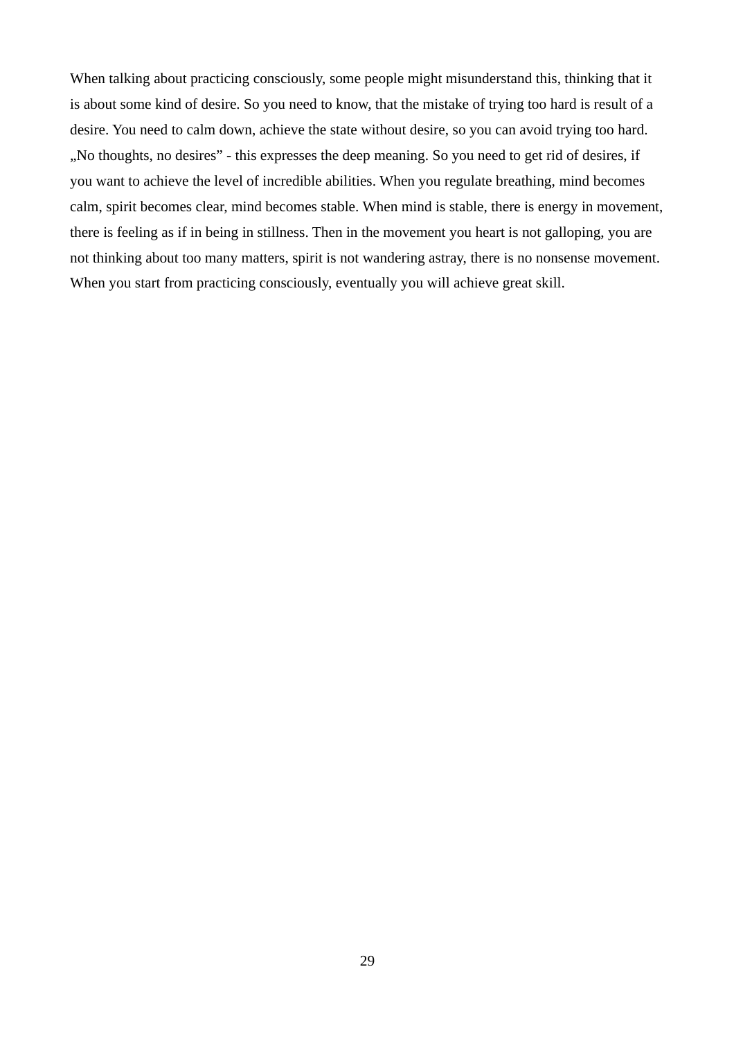When talking about practicing consciously, some people might misunderstand this, thinking that it is about some kind of desire. So you need to know, that the mistake of trying too hard is result of a desire. You need to calm down, achieve the state without desire, so you can avoid trying too hard. „No thoughts, no desires" - this expresses the deep meaning. So you need to get rid of desires, if you want to achieve the level of incredible abilities. When you regulate breathing, mind becomes calm, spirit becomes clear, mind becomes stable. When mind is stable, there is energy in movement, there is feeling as if in being in stillness. Then in the movement you heart is not galloping, you are not thinking about too many matters, spirit is not wandering astray, there is no nonsense movement. When you start from practicing consciously, eventually you will achieve great skill.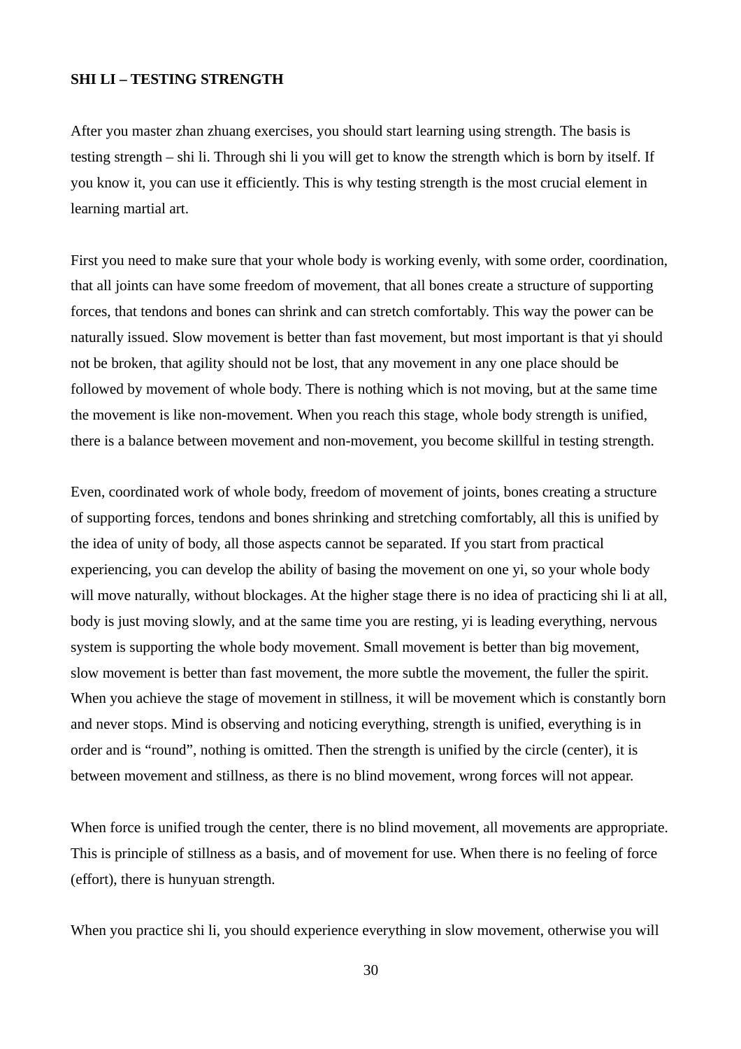**SHI LI – TESTING STRENGTH**

After you master zhan zhuang exercises, you should start learning using strength. The basis is testing strength – shi li. Through shi li you will get to know the strength which is born by itself. If you know it, you can use it efficiently. This is why testing strength is the most crucial element in learning martial art.

First you need to make sure that your whole body is working evenly, with some order, coordination, that all joints can have some freedom of movement, that all bones create a structure of supporting forces, that tendons and bones can shrink and can stretch comfortably. This way the power can be naturally issued. Slow movement is better than fast movement, but most important is that yi should not be broken, that agility should not be lost, that any movement in any one place should be followed by movement of whole body. There is nothing which is not moving, but at the same time the movement is like non-movement. When you reach this stage, whole body strength is unified, there is a balance between movement and non-movement, you become skillful in testing strength.

Even, coordinated work of whole body, freedom of movement of joints, bones creating a structure of supporting forces, tendons and bones shrinking and stretching comfortably, all this is unified by the idea of unity of body, all those aspects cannot be separated. If you start from practical experiencing, you can develop the ability of basing the movement on one yi, so your whole body will move naturally, without blockages. At the higher stage there is no idea of practicing shi li at all, body is just moving slowly, and at the same time you are resting, yi is leading everything, nervous system is supporting the whole body movement. Small movement is better than big movement, slow movement is better than fast movement, the more subtle the movement, the fuller the spirit. When you achieve the stage of movement in stillness, it will be movement which is constantly born and never stops. Mind is observing and noticing everything, strength is unified, everything is in order and is "round", nothing is omitted. Then the strength is unified by the circle (center), it is between movement and stillness, as there is no blind movement, wrong forces will not appear.

When force is unified trough the center, there is no blind movement, all movements are appropriate. This is principle of stillness as a basis, and of movement for use. When there is no feeling of force (effort), there is hunyuan strength.

When you practice shi li, you should experience everything in slow movement, otherwise you will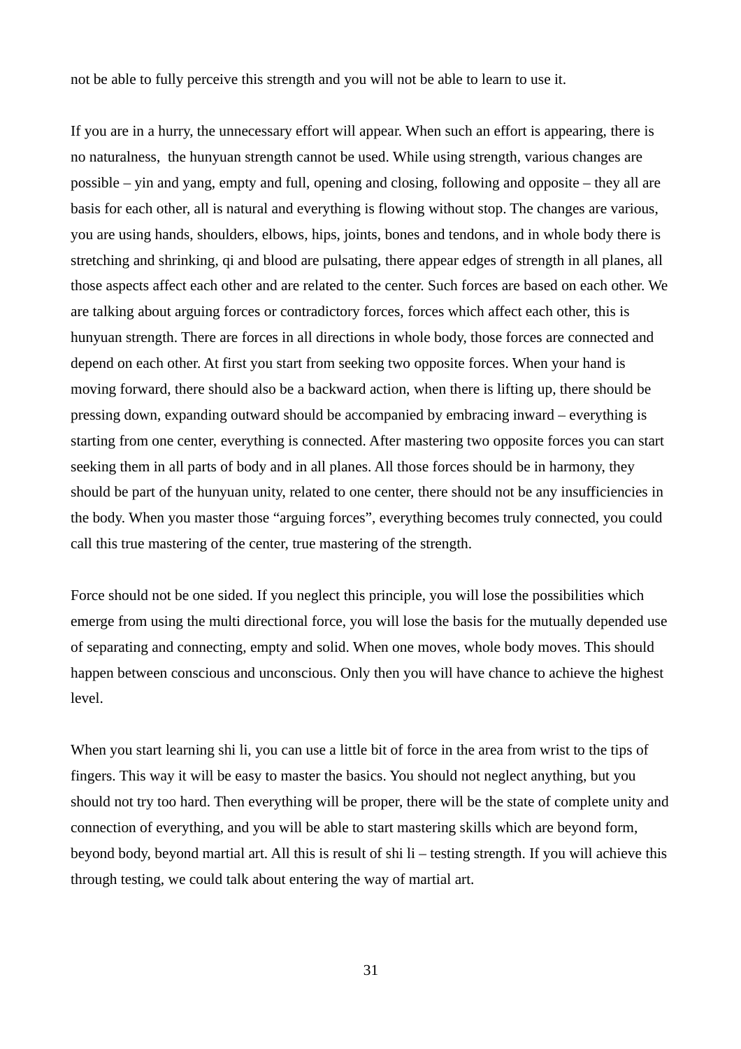not be able to fully perceive this strength and you will not be able to learn to use it.

If you are in a hurry, the unnecessary effort will appear. When such an effort is appearing, there is no naturalness,  the hunyuan strength cannot be used. While using strength, various changes are possible – yin and yang, empty and full, opening and closing, following and opposite – they all are basis for each other, all is natural and everything is flowing without stop. The changes are various, you are using hands, shoulders, elbows, hips, joints, bones and tendons, and in whole body there is stretching and shrinking, qi and blood are pulsating, there appear edges of strength in all planes, all those aspects affect each other and are related to the center. Such forces are based on each other. We are talking about arguing forces or contradictory forces, forces which affect each other, this is hunyuan strength. There are forces in all directions in whole body, those forces are connected and depend on each other. At first you start from seeking two opposite forces. When your hand is moving forward, there should also be a backward action, when there is lifting up, there should be pressing down, expanding outward should be accompanied by embracing inward – everything is starting from one center, everything is connected. After mastering two opposite forces you can start seeking them in all parts of body and in all planes. All those forces should be in harmony, they should be part of the hunyuan unity, related to one center, there should not be any insufficiencies in the body. When you master those "arguing forces", everything becomes truly connected, you could call this true mastering of the center, true mastering of the strength.

Force should not be one sided. If you neglect this principle, you will lose the possibilities which emerge from using the multi directional force, you will lose the basis for the mutually depended use of separating and connecting, empty and solid. When one moves, whole body moves. This should happen between conscious and unconscious. Only then you will have chance to achieve the highest level.

When you start learning shi li, you can use a little bit of force in the area from wrist to the tips of fingers. This way it will be easy to master the basics. You should not neglect anything, but you should not try too hard. Then everything will be proper, there will be the state of complete unity and connection of everything, and you will be able to start mastering skills which are beyond form, beyond body, beyond martial art. All this is result of shi li – testing strength. If you will achieve this through testing, we could talk about entering the way of martial art.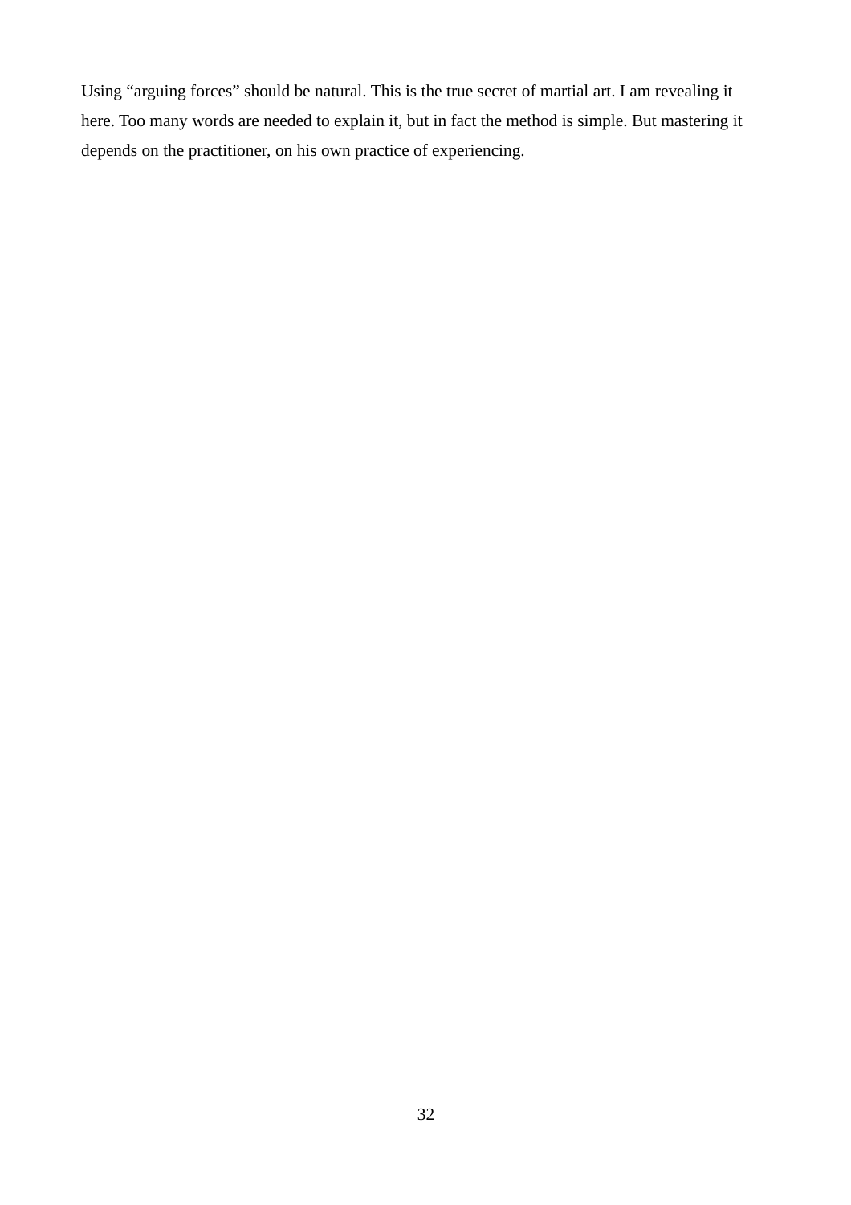Using “arguing forces” should be natural. This is the true secret of martial art. I am revealing it here. Too many words are needed to explain it, but in fact the method is simple. But mastering it depends on the practitioner, on his own practice of experiencing.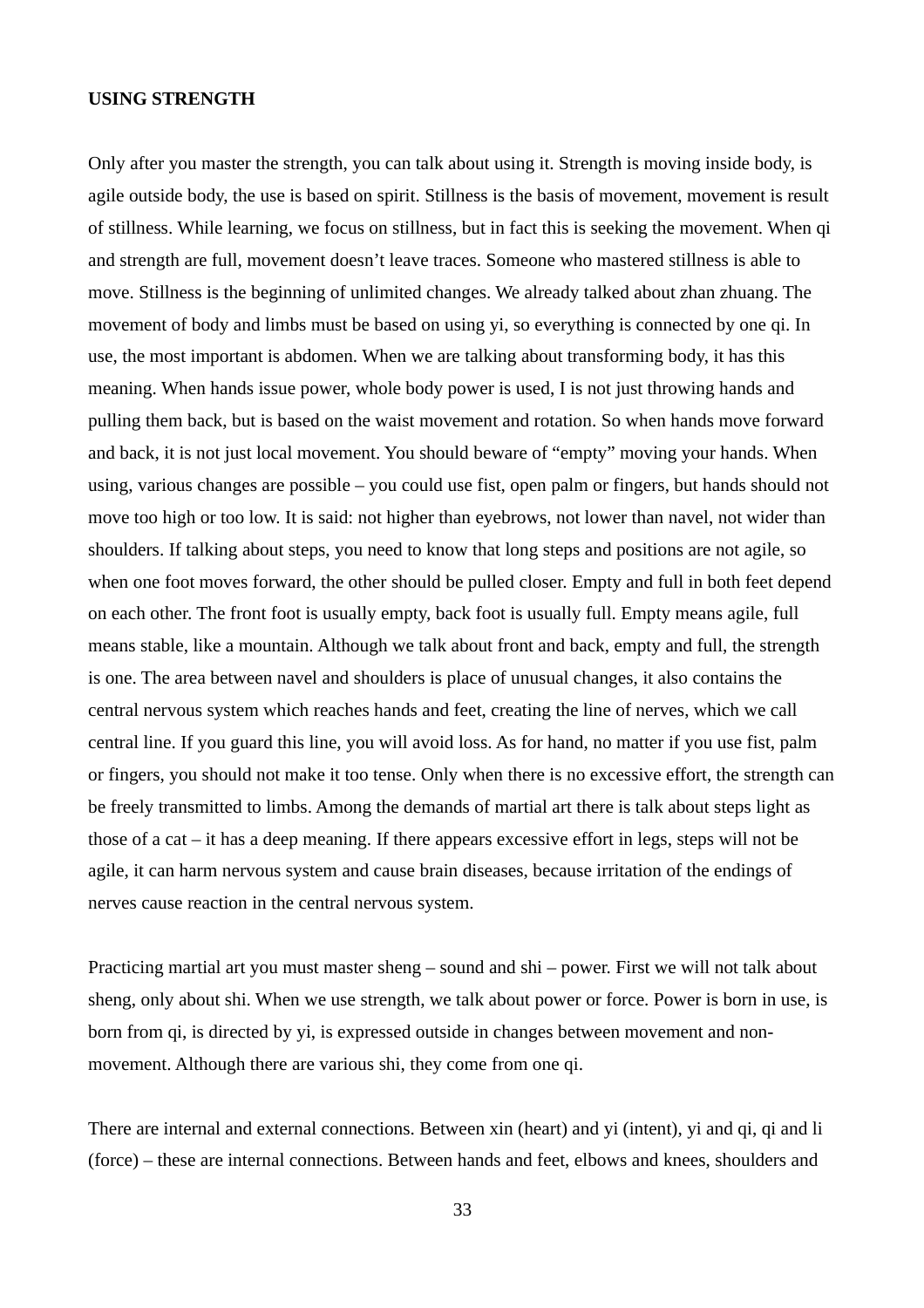**USING STRENGTH**

Only after you master the strength, you can talk about using it. Strength is moving inside body, is agile outside body, the use is based on spirit. Stillness is the basis of movement, movement is result of stillness. While learning, we focus on stillness, but in fact this is seeking the movement. When qi and strength are full, movement doesn't leave traces. Someone who mastered stillness is able to move. Stillness is the beginning of unlimited changes. We already talked about zhan zhuang. The movement of body and limbs must be based on using yi, so everything is connected by one qi. In use, the most important is abdomen. When we are talking about transforming body, it has this meaning. When hands issue power, whole body power is used, I is not just throwing hands and pulling them back, but is based on the waist movement and rotation. So when hands move forward and back, it is not just local movement. You should beware of "empty" moving your hands. When using, various changes are possible – you could use fist, open palm or fingers, but hands should not move too high or too low. It is said: not higher than eyebrows, not lower than navel, not wider than shoulders. If talking about steps, you need to know that long steps and positions are not agile, so when one foot moves forward, the other should be pulled closer. Empty and full in both feet depend on each other. The front foot is usually empty, back foot is usually full. Empty means agile, full means stable, like a mountain. Although we talk about front and back, empty and full, the strength is one. The area between navel and shoulders is place of unusual changes, it also contains the central nervous system which reaches hands and feet, creating the line of nerves, which we call central line. If you guard this line, you will avoid loss. As for hand, no matter if you use fist, palm or fingers, you should not make it too tense. Only when there is no excessive effort, the strength can be freely transmitted to limbs. Among the demands of martial art there is talk about steps light as those of a cat – it has a deep meaning. If there appears excessive effort in legs, steps will not be agile, it can harm nervous system and cause brain diseases, because irritation of the endings of nerves cause reaction in the central nervous system.

Practicing martial art you must master sheng – sound and shi – power. First we will not talk about sheng, only about shi. When we use strength, we talk about power or force. Power is born in use, is born from qi, is directed by yi, is expressed outside in changes between movement and non-movement. Although there are various shi, they come from one qi.

There are internal and external connections. Between xin (heart) and yi (intent), yi and qi, qi and li (force) – these are internal connections. Between hands and feet, elbows and knees, shoulders and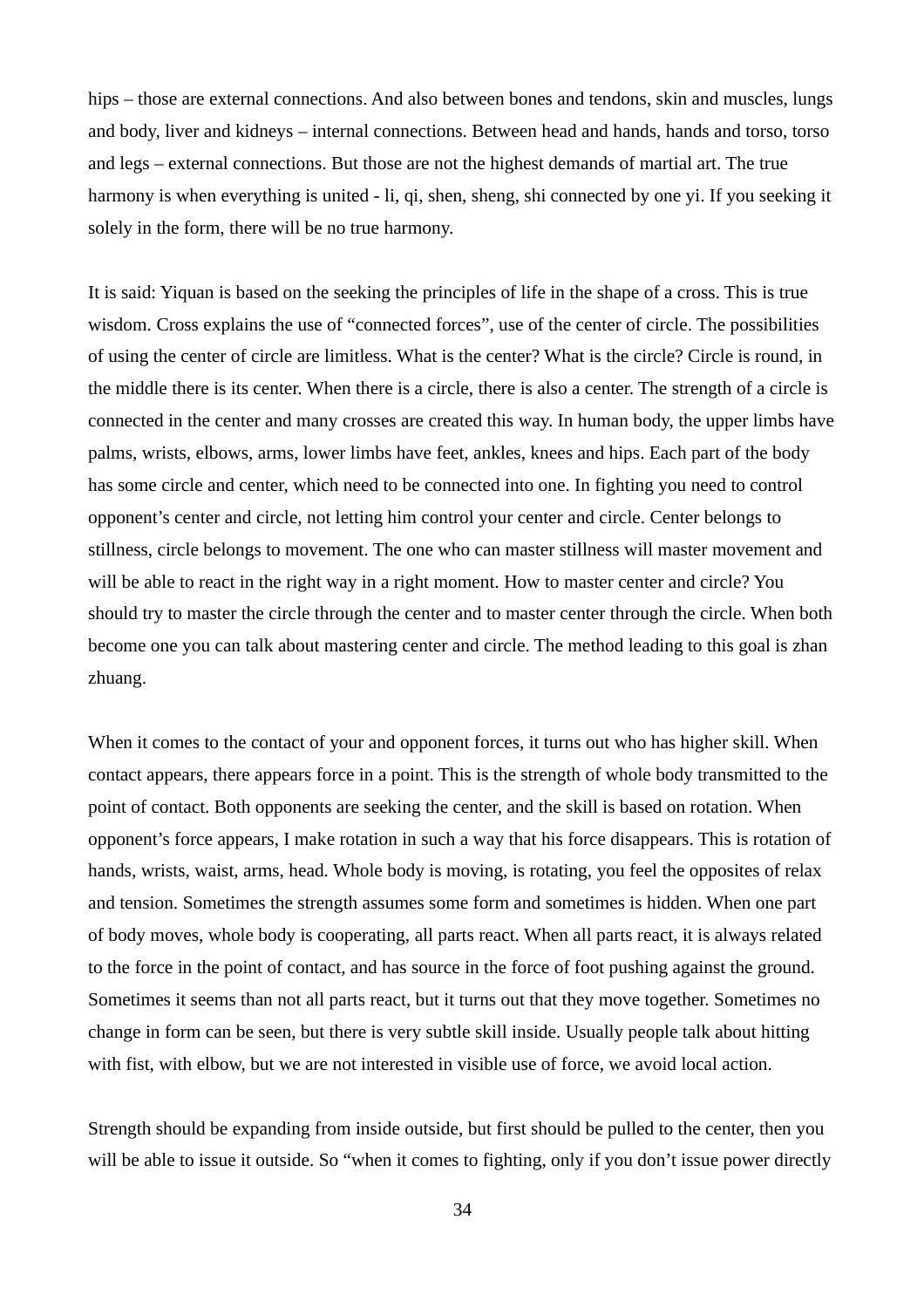hips – those are external connections. And also between bones and tendons, skin and muscles, lungs and body, liver and kidneys – internal connections. Between head and hands, hands and torso, torso and legs – external connections. But those are not the highest demands of martial art. The true harmony is when everything is united - li, qi, shen, sheng, shi connected by one yi. If you seeking it solely in the form, there will be no true harmony.

It is said: Yiquan is based on the seeking the principles of life in the shape of a cross. This is true wisdom. Cross explains the use of "connected forces", use of the center of circle. The possibilities of using the center of circle are limitless. What is the center? What is the circle? Circle is round, in the middle there is its center. When there is a circle, there is also a center. The strength of a circle is connected in the center and many crosses are created this way. In human body, the upper limbs have palms, wrists, elbows, arms, lower limbs have feet, ankles, knees and hips. Each part of the body has some circle and center, which need to be connected into one. In fighting you need to control opponent's center and circle, not letting him control your center and circle. Center belongs to stillness, circle belongs to movement. The one who can master stillness will master movement and will be able to react in the right way in a right moment. How to master center and circle? You should try to master the circle through the center and to master center through the circle. When both become one you can talk about mastering center and circle. The method leading to this goal is zhan zhuang.

When it comes to the contact of your and opponent forces, it turns out who has higher skill. When contact appears, there appears force in a point. This is the strength of whole body transmitted to the point of contact. Both opponents are seeking the center, and the skill is based on rotation. When opponent's force appears, I make rotation in such a way that his force disappears. This is rotation of hands, wrists, waist, arms, head. Whole body is moving, is rotating, you feel the opposites of relax and tension. Sometimes the strength assumes some form and sometimes is hidden. When one part of body moves, whole body is cooperating, all parts react. When all parts react, it is always related to the force in the point of contact, and has source in the force of foot pushing against the ground. Sometimes it seems than not all parts react, but it turns out that they move together. Sometimes no change in form can be seen, but there is very subtle skill inside. Usually people talk about hitting with fist, with elbow, but we are not interested in visible use of force, we avoid local action.

Strength should be expanding from inside outside, but first should be pulled to the center, then you will be able to issue it outside. So "when it comes to fighting, only if you don't issue power directly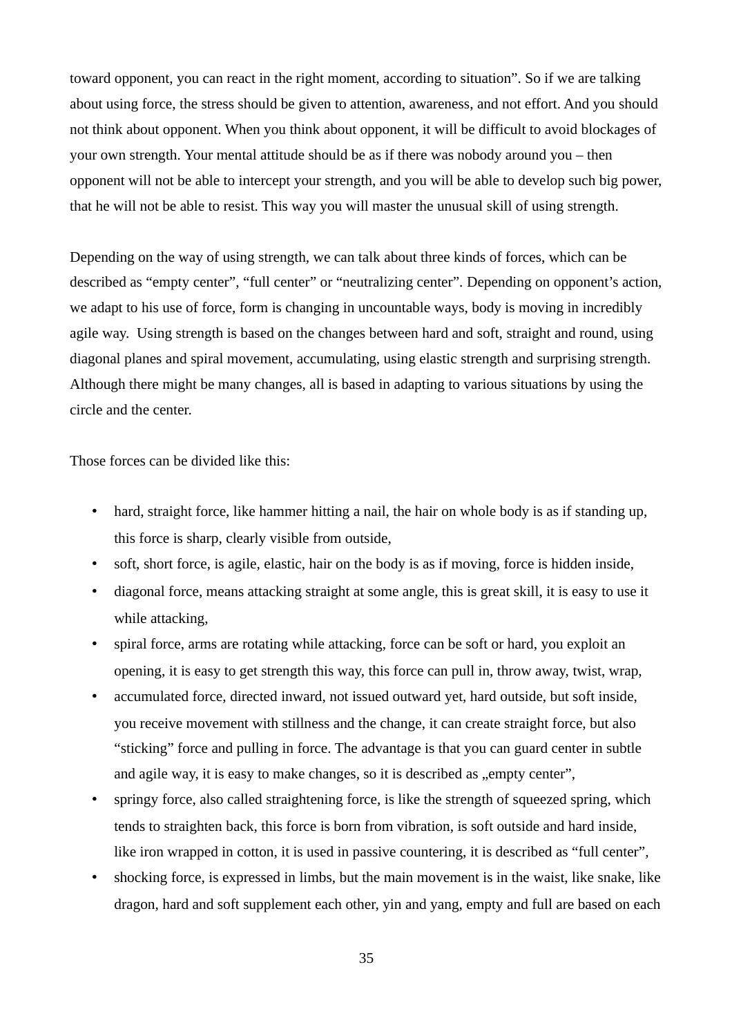toward opponent, you can react in the right moment, according to situation". So if we are talking about using force, the stress should be given to attention, awareness, and not effort. And you should not think about opponent. When you think about opponent, it will be difficult to avoid blockages of your own strength. Your mental attitude should be as if there was nobody around you – then opponent will not be able to intercept your strength, and you will be able to develop such big power, that he will not be able to resist. This way you will master the unusual skill of using strength.

Depending on the way of using strength, we can talk about three kinds of forces, which can be described as "empty center", "full center" or "neutralizing center". Depending on opponent's action, we adapt to his use of force, form is changing in uncountable ways, body is moving in incredibly agile way. Using strength is based on the changes between hard and soft, straight and round, using diagonal planes and spiral movement, accumulating, using elastic strength and surprising strength. Although there might be many changes, all is based in adapting to various situations by using the circle and the center.

Those forces can be divided like this:

- hard, straight force, like hammer hitting a nail, the hair on whole body is as if standing up, this force is sharp, clearly visible from outside,
- soft, short force, is agile, elastic, hair on the body is as if moving, force is hidden inside,
- diagonal force, means attacking straight at some angle, this is great skill, it is easy to use it while attacking,
- spiral force, arms are rotating while attacking, force can be soft or hard, you exploit an opening, it is easy to get strength this way, this force can pull in, throw away, twist, wrap,
- accumulated force, directed inward, not issued outward yet, hard outside, but soft inside, you receive movement with stillness and the change, it can create straight force, but also "sticking" force and pulling in force. The advantage is that you can guard center in subtle and agile way, it is easy to make changes, so it is described as „empty center",
- springy force, also called straightening force, is like the strength of squeezed spring, which tends to straighten back, this force is born from vibration, is soft outside and hard inside, like iron wrapped in cotton, it is used in passive countering, it is described as "full center",
- shocking force, is expressed in limbs, but the main movement is in the waist, like snake, like dragon, hard and soft supplement each other, yin and yang, empty and full are based on each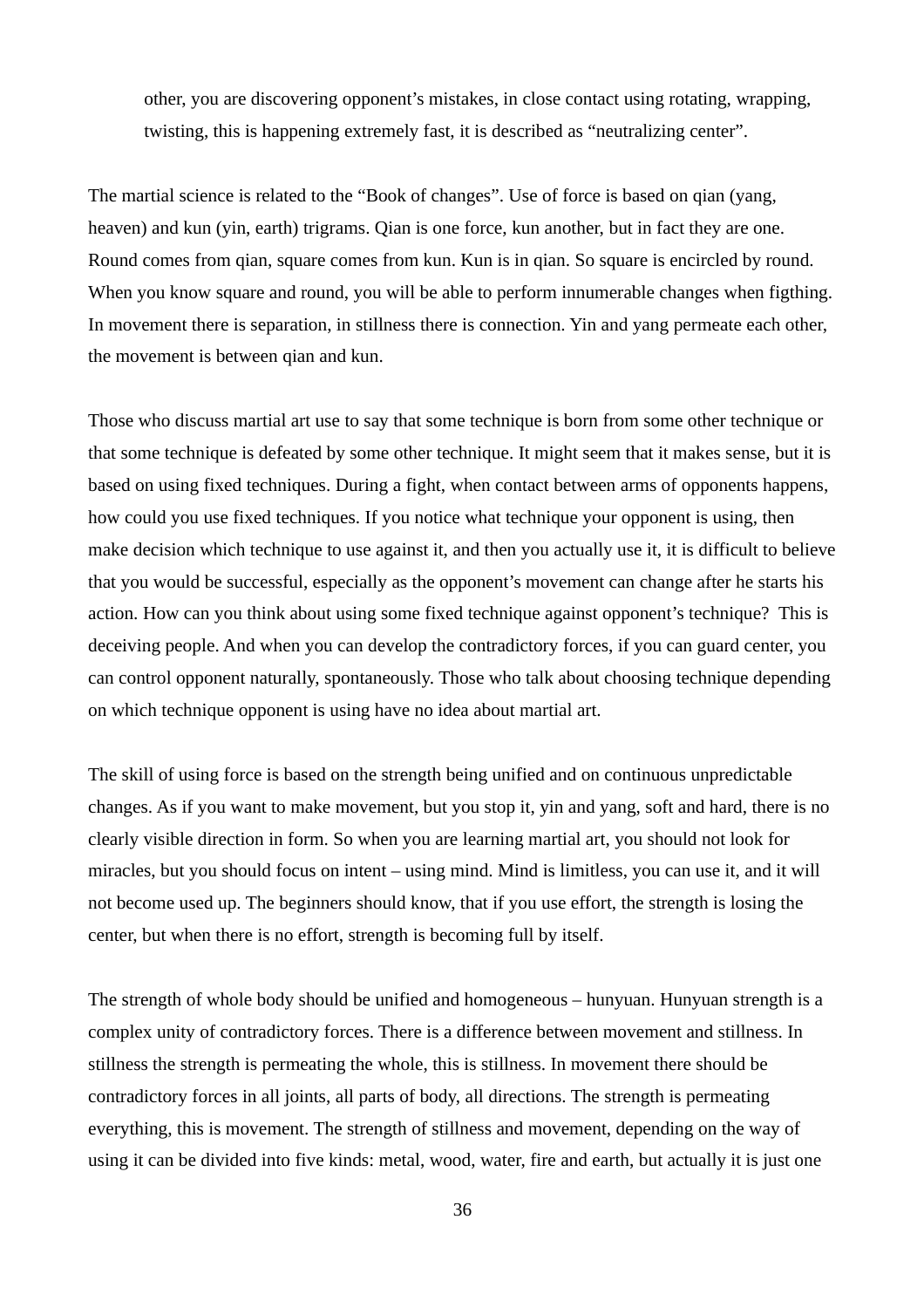> other, you are discovering opponent's mistakes, in close contact using rotating, wrapping, twisting, this is happening extremely fast, it is described as "neutralizing center".

The martial science is related to the "Book of changes". Use of force is based on qian (yang, heaven) and kun (yin, earth) trigrams. Qian is one force, kun another, but in fact they are one. Round comes from qian, square comes from kun. Kun is in qian. So square is encircled by round. When you know square and round, you will be able to perform innumerable changes when figthing. In movement there is separation, in stillness there is connection. Yin and yang permeate each other, the movement is between qian and kun.

Those who discuss martial art use to say that some technique is born from some other technique or that some technique is defeated by some other technique. It might seem that it makes sense, but it is based on using fixed techniques. During a fight, when contact between arms of opponents happens, how could you use fixed techniques. If you notice what technique your opponent is using, then make decision which technique to use against it, and then you actually use it, it is difficult to believe that you would be successful, especially as the opponent's movement can change after he starts his action. How can you think about using some fixed technique against opponent's technique?  This is deceiving people. And when you can develop the contradictory forces, if you can guard center, you can control opponent naturally, spontaneously. Those who talk about choosing technique depending on which technique opponent is using have no idea about martial art.

The skill of using force is based on the strength being unified and on continuous unpredictable changes. As if you want to make movement, but you stop it, yin and yang, soft and hard, there is no clearly visible direction in form. So when you are learning martial art, you should not look for miracles, but you should focus on intent – using mind. Mind is limitless, you can use it, and it will not become used up. The beginners should know, that if you use effort, the strength is losing the center, but when there is no effort, strength is becoming full by itself.

The strength of whole body should be unified and homogeneous – hunyuan. Hunyuan strength is a complex unity of contradictory forces. There is a difference between movement and stillness. In stillness the strength is permeating the whole, this is stillness. In movement there should be contradictory forces in all joints, all parts of body, all directions. The strength is permeating everything, this is movement. The strength of stillness and movement, depending on the way of using it can be divided into five kinds: metal, wood, water, fire and earth, but actually it is just one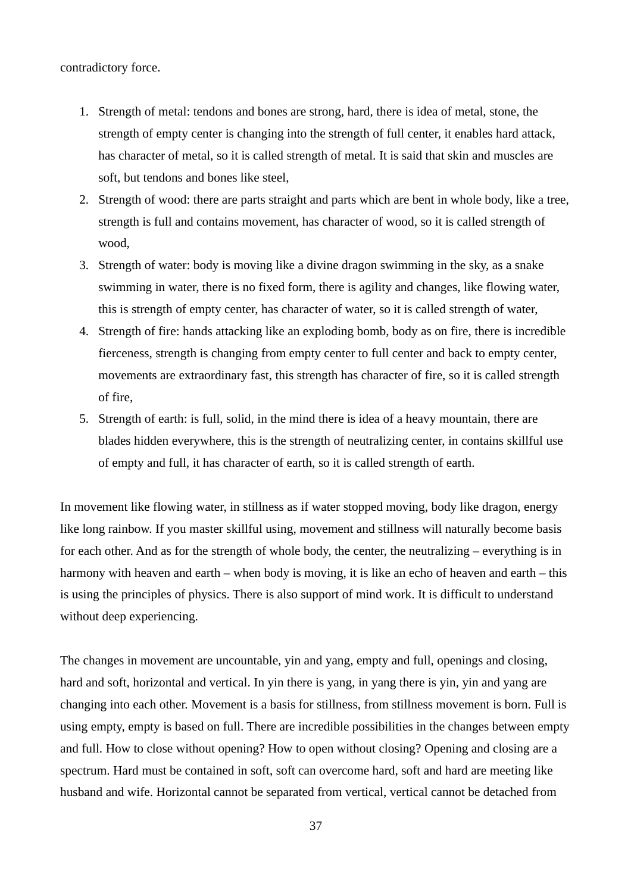contradictory force.

1. Strength of metal: tendons and bones are strong, hard, there is idea of metal, stone, the strength of empty center is changing into the strength of full center, it enables hard attack, has character of metal, so it is called strength of metal. It is said that skin and muscles are soft, but tendons and bones like steel,
2. Strength of wood: there are parts straight and parts which are bent in whole body, like a tree, strength is full and contains movement, has character of wood, so it is called strength of wood,
3. Strength of water: body is moving like a divine dragon swimming in the sky, as a snake swimming in water, there is no fixed form, there is agility and changes, like flowing water, this is strength of empty center, has character of water, so it is called strength of water,
4. Strength of fire: hands attacking like an exploding bomb, body as on fire, there is incredible fierceness, strength is changing from empty center to full center and back to empty center, movements are extraordinary fast, this strength has character of fire, so it is called strength of fire,
5. Strength of earth: is full, solid, in the mind there is idea of a heavy mountain, there are blades hidden everywhere, this is the strength of neutralizing center, in contains skillful use of empty and full, it has character of earth, so it is called strength of earth.

In movement like flowing water, in stillness as if water stopped moving, body like dragon, energy like long rainbow. If you master skillful using, movement and stillness will naturally become basis for each other. And as for the strength of whole body, the center, the neutralizing – everything is in harmony with heaven and earth – when body is moving, it is like an echo of heaven and earth – this is using the principles of physics. There is also support of mind work. It is difficult to understand without deep experiencing.

The changes in movement are uncountable, yin and yang, empty and full, openings and closing, hard and soft, horizontal and vertical. In yin there is yang, in yang there is yin, yin and yang are changing into each other. Movement is a basis for stillness, from stillness movement is born. Full is using empty, empty is based on full. There are incredible possibilities in the changes between empty and full. How to close without opening? How to open without closing? Opening and closing are a spectrum. Hard must be contained in soft, soft can overcome hard, soft and hard are meeting like husband and wife. Horizontal cannot be separated from vertical, vertical cannot be detached from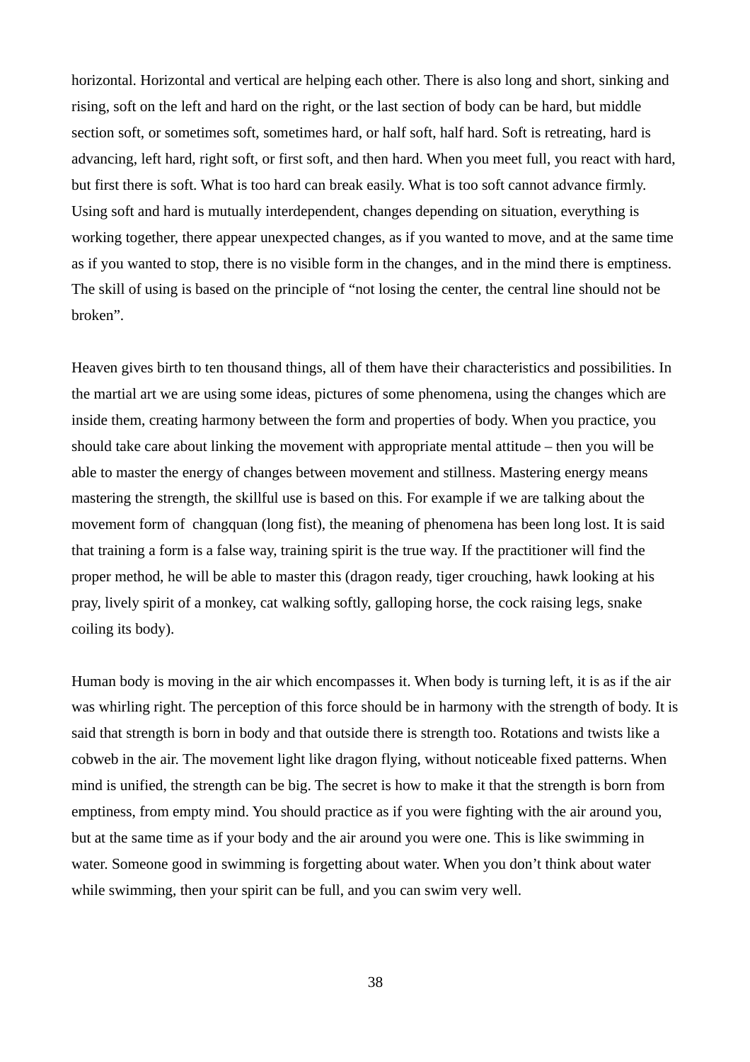horizontal. Horizontal and vertical are helping each other. There is also long and short, sinking and rising, soft on the left and hard on the right, or the last section of body can be hard, but middle section soft, or sometimes soft, sometimes hard, or half soft, half hard. Soft is retreating, hard is advancing, left hard, right soft, or first soft, and then hard. When you meet full, you react with hard, but first there is soft. What is too hard can break easily. What is too soft cannot advance firmly. Using soft and hard is mutually interdependent, changes depending on situation, everything is working together, there appear unexpected changes, as if you wanted to move, and at the same time as if you wanted to stop, there is no visible form in the changes, and in the mind there is emptiness. The skill of using is based on the principle of "not losing the center, the central line should not be broken".

Heaven gives birth to ten thousand things, all of them have their characteristics and possibilities. In the martial art we are using some ideas, pictures of some phenomena, using the changes which are inside them, creating harmony between the form and properties of body. When you practice, you should take care about linking the movement with appropriate mental attitude – then you will be able to master the energy of changes between movement and stillness. Mastering energy means mastering the strength, the skillful use is based on this. For example if we are talking about the movement form of  changquan (long fist), the meaning of phenomena has been long lost. It is said that training a form is a false way, training spirit is the true way. If the practitioner will find the proper method, he will be able to master this (dragon ready, tiger crouching, hawk looking at his pray, lively spirit of a monkey, cat walking softly, galloping horse, the cock raising legs, snake coiling its body).

Human body is moving in the air which encompasses it. When body is turning left, it is as if the air was whirling right. The perception of this force should be in harmony with the strength of body. It is said that strength is born in body and that outside there is strength too. Rotations and twists like a cobweb in the air. The movement light like dragon flying, without noticeable fixed patterns. When mind is unified, the strength can be big. The secret is how to make it that the strength is born from emptiness, from empty mind. You should practice as if you were fighting with the air around you, but at the same time as if your body and the air around you were one. This is like swimming in water. Someone good in swimming is forgetting about water. When you don't think about water while swimming, then your spirit can be full, and you can swim very well.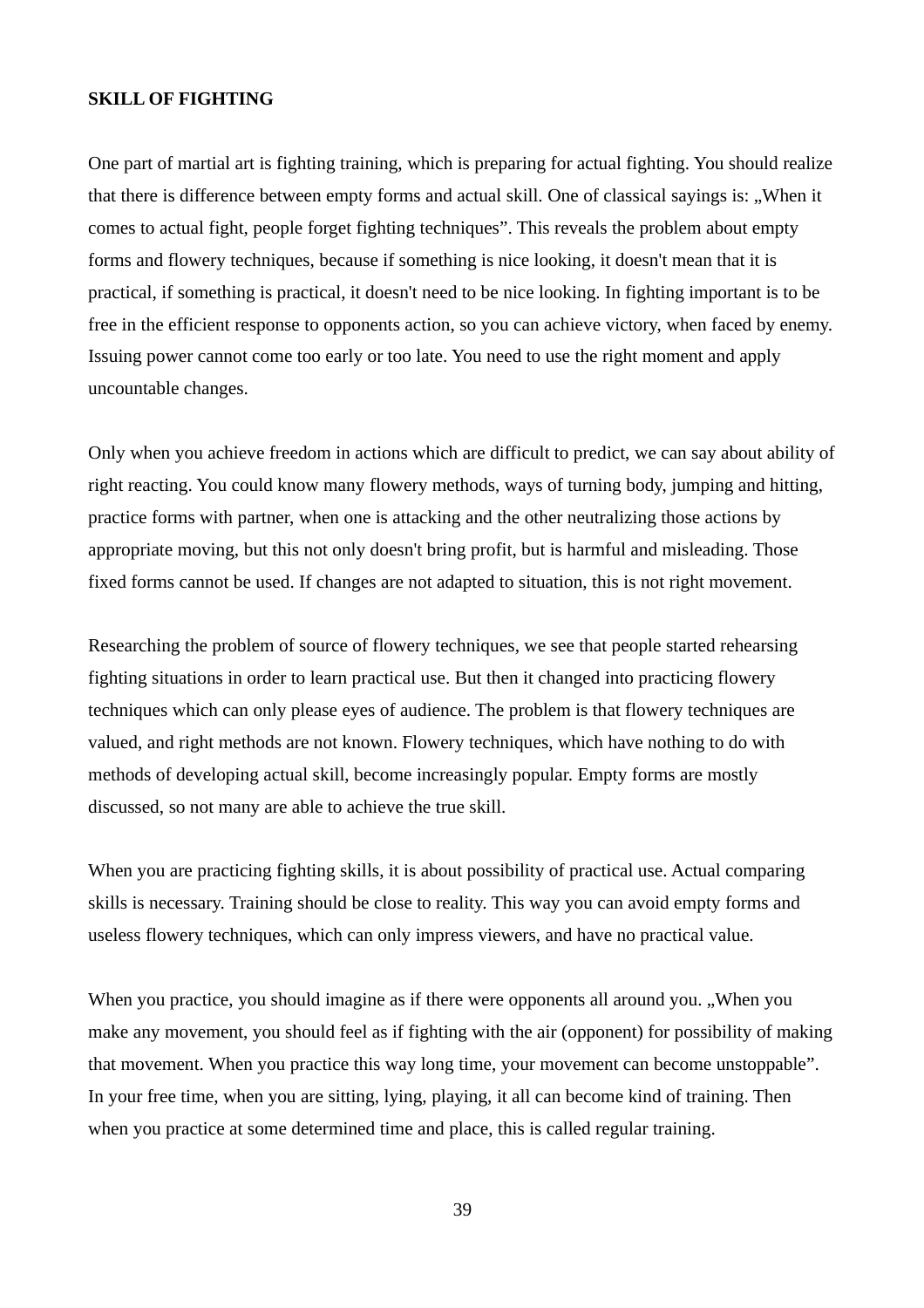**SKILL OF FIGHTING**

One part of martial art is fighting training, which is preparing for actual fighting. You should realize that there is difference between empty forms and actual skill. One of classical sayings is: „When it comes to actual fight, people forget fighting techniques”. This reveals the problem about empty forms and flowery techniques, because if something is nice looking, it doesn't mean that it is practical, if something is practical, it doesn't need to be nice looking. In fighting important is to be free in the efficient response to opponents action, so you can achieve victory, when faced by enemy. Issuing power cannot come too early or too late. You need to use the right moment and apply uncountable changes.

Only when you achieve freedom in actions which are difficult to predict, we can say about ability of right reacting. You could know many flowery methods, ways of turning body, jumping and hitting, practice forms with partner, when one is attacking and the other neutralizing those actions by appropriate moving, but this not only doesn't bring profit, but is harmful and misleading. Those fixed forms cannot be used. If changes are not adapted to situation, this is not right movement.

Researching the problem of source of flowery techniques, we see that people started rehearsing fighting situations in order to learn practical use. But then it changed into practicing flowery techniques which can only please eyes of audience. The problem is that flowery techniques are valued, and right methods are not known. Flowery techniques, which have nothing to do with methods of developing actual skill, become increasingly popular. Empty forms are mostly discussed, so not many are able to achieve the true skill.

When you are practicing fighting skills, it is about possibility of practical use. Actual comparing skills is necessary. Training should be close to reality. This way you can avoid empty forms and useless flowery techniques, which can only impress viewers, and have no practical value.

When you practice, you should imagine as if there were opponents all around you. „When you make any movement, you should feel as if fighting with the air (opponent) for possibility of making that movement. When you practice this way long time, your movement can become unstoppable”. In your free time, when you are sitting, lying, playing, it all can become kind of training. Then when you practice at some determined time and place, this is called regular training.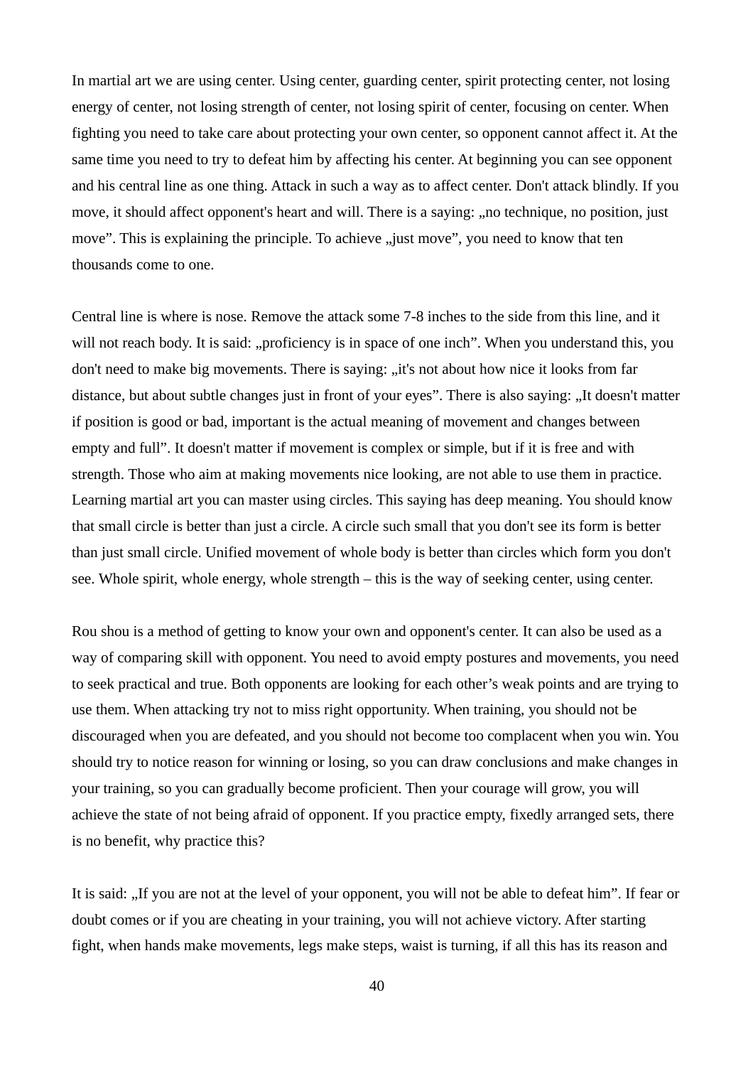In martial art we are using center. Using center, guarding center, spirit protecting center, not losing energy of center, not losing strength of center, not losing spirit of center, focusing on center. When fighting you need to take care about protecting your own center, so opponent cannot affect it. At the same time you need to try to defeat him by affecting his center. At beginning you can see opponent and his central line as one thing. Attack in such a way as to affect center. Don't attack blindly. If you move, it should affect opponent's heart and will. There is a saying: „no technique, no position, just move”. This is explaining the principle. To achieve „just move”, you need to know that ten thousands come to one.

Central line is where is nose. Remove the attack some 7-8 inches to the side from this line, and it will not reach body. It is said: „proficiency is in space of one inch”. When you understand this, you don't need to make big movements. There is saying: „it's not about how nice it looks from far distance, but about subtle changes just in front of your eyes”. There is also saying: „It doesn't matter if position is good or bad, important is the actual meaning of movement and changes between empty and full”. It doesn't matter if movement is complex or simple, but if it is free and with strength. Those who aim at making movements nice looking, are not able to use them in practice. Learning martial art you can master using circles. This saying has deep meaning. You should know that small circle is better than just a circle. A circle such small that you don't see its form is better than just small circle. Unified movement of whole body is better than circles which form you don't see. Whole spirit, whole energy, whole strength – this is the way of seeking center, using center.

Rou shou is a method of getting to know your own and opponent's center. It can also be used as a way of comparing skill with opponent. You need to avoid empty postures and movements, you need to seek practical and true. Both opponents are looking for each other’s weak points and are trying to use them. When attacking try not to miss right opportunity. When training, you should not be discouraged when you are defeated, and you should not become too complacent when you win. You should try to notice reason for winning or losing, so you can draw conclusions and make changes in your training, so you can gradually become proficient. Then your courage will grow, you will achieve the state of not being afraid of opponent. If you practice empty, fixedly arranged sets, there is no benefit, why practice this?

It is said: „If you are not at the level of your opponent, you will not be able to defeat him”. If fear or doubt comes or if you are cheating in your training, you will not achieve victory. After starting fight, when hands make movements, legs make steps, waist is turning, if all this has its reason and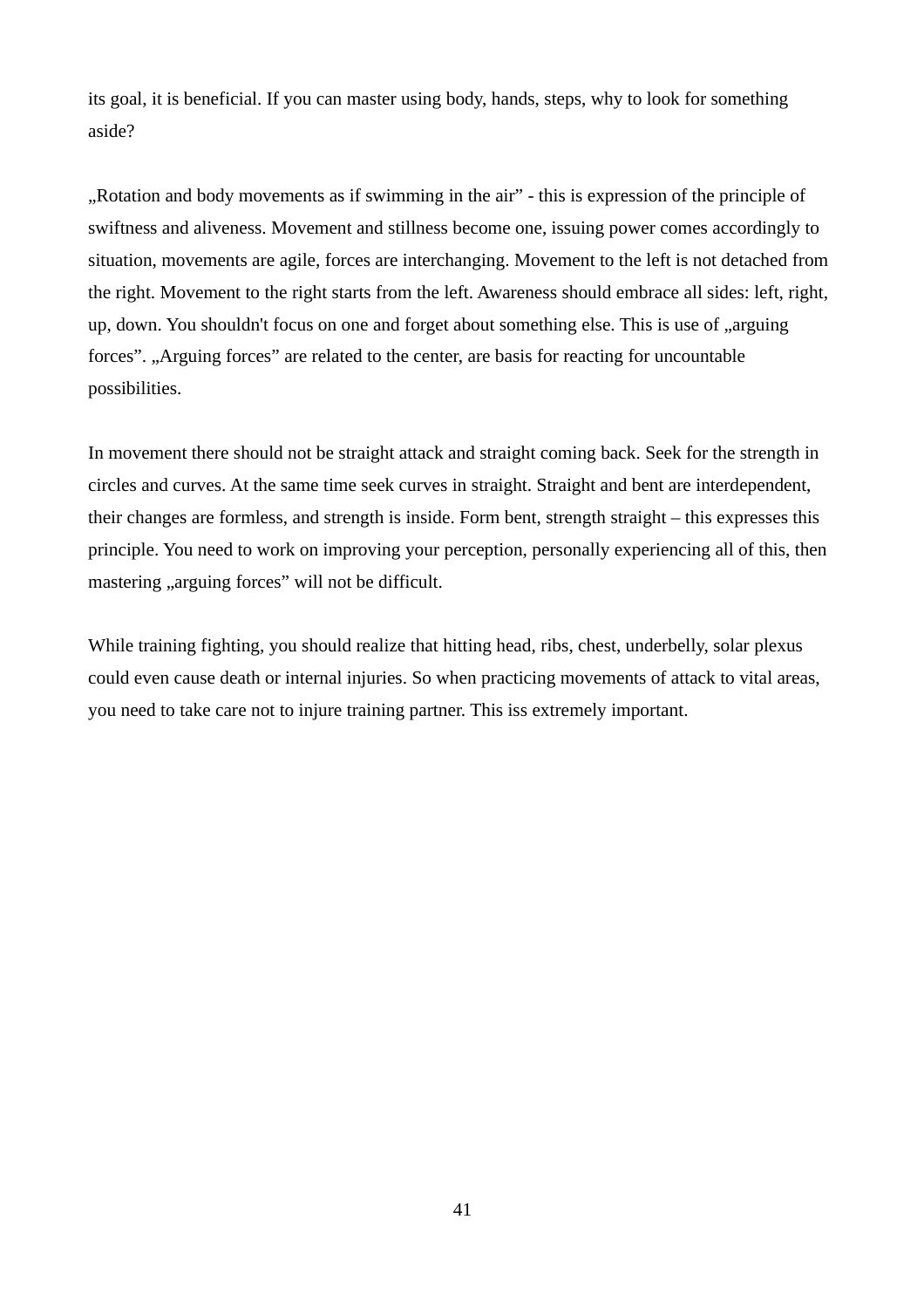its goal, it is beneficial. If you can master using body, hands, steps, why to look for something aside?

„Rotation and body movements as if swimming in the air” - this is expression of the principle of swiftness and aliveness. Movement and stillness become one, issuing power comes accordingly to situation, movements are agile, forces are interchanging. Movement to the left is not detached from the right. Movement to the right starts from the left. Awareness should embrace all sides: left, right, up, down. You shouldn't focus on one and forget about something else. This is use of „arguing forces”. „Arguing forces” are related to the center, are basis for reacting for uncountable possibilities.

In movement there should not be straight attack and straight coming back. Seek for the strength in circles and curves. At the same time seek curves in straight. Straight and bent are interdependent, their changes are formless, and strength is inside. Form bent, strength straight – this expresses this principle. You need to work on improving your perception, personally experiencing all of this, then mastering „arguing forces” will not be difficult.

While training fighting, you should realize that hitting head, ribs, chest, underbelly, solar plexus could even cause death or internal injuries. So when practicing movements of attack to vital areas, you need to take care not to injure training partner. This iss extremely important.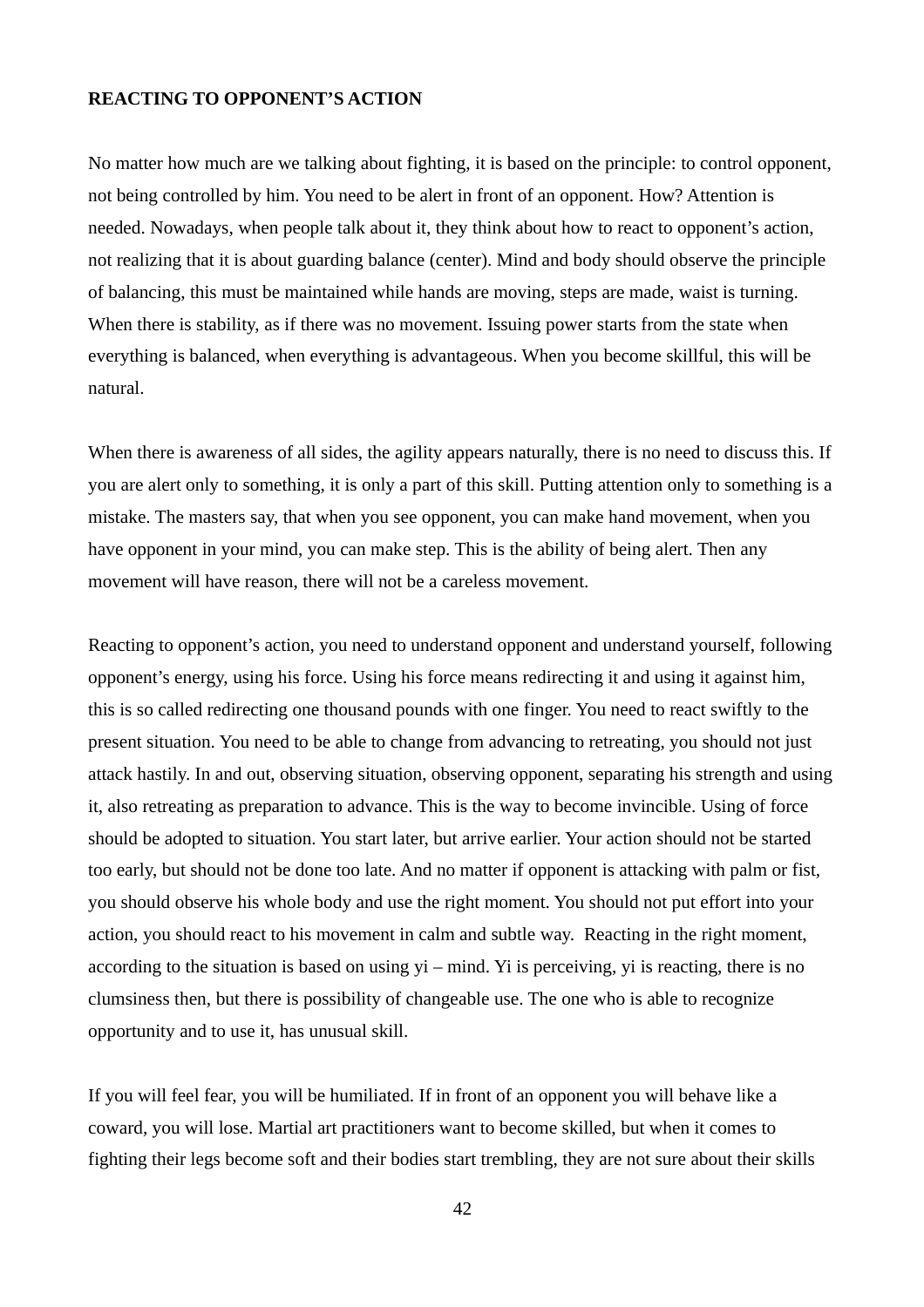**REACTING TO OPPONENT'S ACTION**

No matter how much are we talking about fighting, it is based on the principle: to control opponent, not being controlled by him. You need to be alert in front of an opponent. How? Attention is needed. Nowadays, when people talk about it, they think about how to react to opponent's action, not realizing that it is about guarding balance (center). Mind and body should observe the principle of balancing, this must be maintained while hands are moving, steps are made, waist is turning. When there is stability, as if there was no movement. Issuing power starts from the state when everything is balanced, when everything is advantageous. When you become skillful, this will be natural.

When there is awareness of all sides, the agility appears naturally, there is no need to discuss this. If you are alert only to something, it is only a part of this skill. Putting attention only to something is a mistake. The masters say, that when you see opponent, you can make hand movement, when you have opponent in your mind, you can make step. This is the ability of being alert. Then any movement will have reason, there will not be a careless movement.

Reacting to opponent's action, you need to understand opponent and understand yourself, following opponent's energy, using his force. Using his force means redirecting it and using it against him, this is so called redirecting one thousand pounds with one finger. You need to react swiftly to the present situation. You need to be able to change from advancing to retreating, you should not just attack hastily. In and out, observing situation, observing opponent, separating his strength and using it, also retreating as preparation to advance. This is the way to become invincible. Using of force should be adopted to situation. You start later, but arrive earlier. Your action should not be started too early, but should not be done too late. And no matter if opponent is attacking with palm or fist, you should observe his whole body and use the right moment. You should not put effort into your action, you should react to his movement in calm and subtle way. Reacting in the right moment, according to the situation is based on using yi – mind. Yi is perceiving, yi is reacting, there is no clumsiness then, but there is possibility of changeable use. The one who is able to recognize opportunity and to use it, has unusual skill.

If you will feel fear, you will be humiliated. If in front of an opponent you will behave like a coward, you will lose. Martial art practitioners want to become skilled, but when it comes to fighting their legs become soft and their bodies start trembling, they are not sure about their skills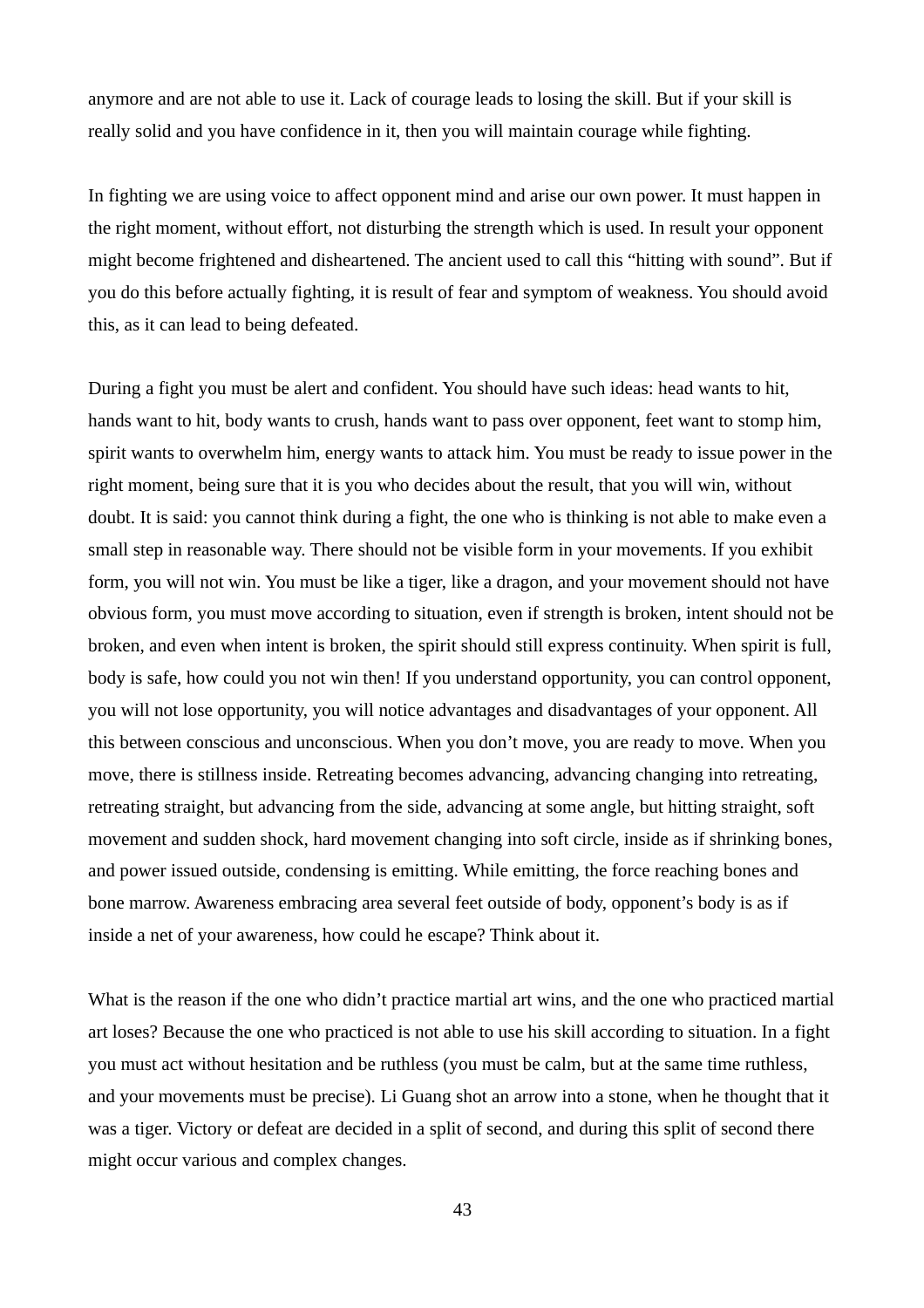anymore and are not able to use it. Lack of courage leads to losing the skill. But if your skill is really solid and you have confidence in it, then you will maintain courage while fighting.

In fighting we are using voice to affect opponent mind and arise our own power. It must happen in the right moment, without effort, not disturbing the strength which is used. In result your opponent might become frightened and disheartened. The ancient used to call this “hitting with sound”. But if you do this before actually fighting, it is result of fear and symptom of weakness. You should avoid this, as it can lead to being defeated.

During a fight you must be alert and confident. You should have such ideas: head wants to hit, hands want to hit, body wants to crush, hands want to pass over opponent, feet want to stomp him, spirit wants to overwhelm him, energy wants to attack him. You must be ready to issue power in the right moment, being sure that it is you who decides about the result, that you will win, without doubt. It is said: you cannot think during a fight, the one who is thinking is not able to make even a small step in reasonable way. There should not be visible form in your movements. If you exhibit form, you will not win. You must be like a tiger, like a dragon, and your movement should not have obvious form, you must move according to situation, even if strength is broken, intent should not be broken, and even when intent is broken, the spirit should still express continuity. When spirit is full, body is safe, how could you not win then! If you understand opportunity, you can control opponent, you will not lose opportunity, you will notice advantages and disadvantages of your opponent. All this between conscious and unconscious. When you don’t move, you are ready to move. When you move, there is stillness inside. Retreating becomes advancing, advancing changing into retreating, retreating straight, but advancing from the side, advancing at some angle, but hitting straight, soft movement and sudden shock, hard movement changing into soft circle, inside as if shrinking bones, and power issued outside, condensing is emitting. While emitting, the force reaching bones and bone marrow. Awareness embracing area several feet outside of body, opponent’s body is as if inside a net of your awareness, how could he escape? Think about it.

What is the reason if the one who didn’t practice martial art wins, and the one who practiced martial art loses? Because the one who practiced is not able to use his skill according to situation. In a fight you must act without hesitation and be ruthless (you must be calm, but at the same time ruthless, and your movements must be precise). Li Guang shot an arrow into a stone, when he thought that it was a tiger. Victory or defeat are decided in a split of second, and during this split of second there might occur various and complex changes.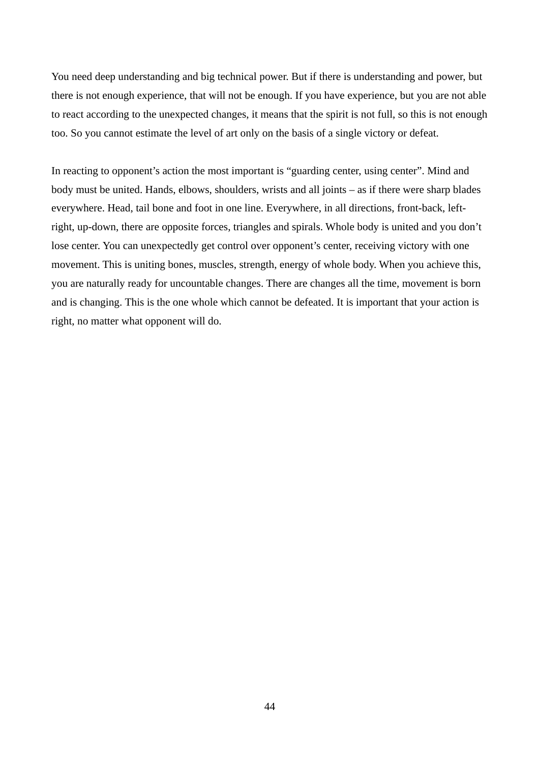You need deep understanding and big technical power. But if there is understanding and power, but there is not enough experience, that will not be enough. If you have experience, but you are not able to react according to the unexpected changes, it means that the spirit is not full, so this is not enough too. So you cannot estimate the level of art only on the basis of a single victory or defeat.

In reacting to opponent's action the most important is "guarding center, using center". Mind and body must be united. Hands, elbows, shoulders, wrists and all joints – as if there were sharp blades everywhere. Head, tail bone and foot in one line. Everywhere, in all directions, front-back, left-right, up-down, there are opposite forces, triangles and spirals. Whole body is united and you don't lose center. You can unexpectedly get control over opponent's center, receiving victory with one movement. This is uniting bones, muscles, strength, energy of whole body. When you achieve this, you are naturally ready for uncountable changes. There are changes all the time, movement is born and is changing. This is the one whole which cannot be defeated. It is important that your action is right, no matter what opponent will do.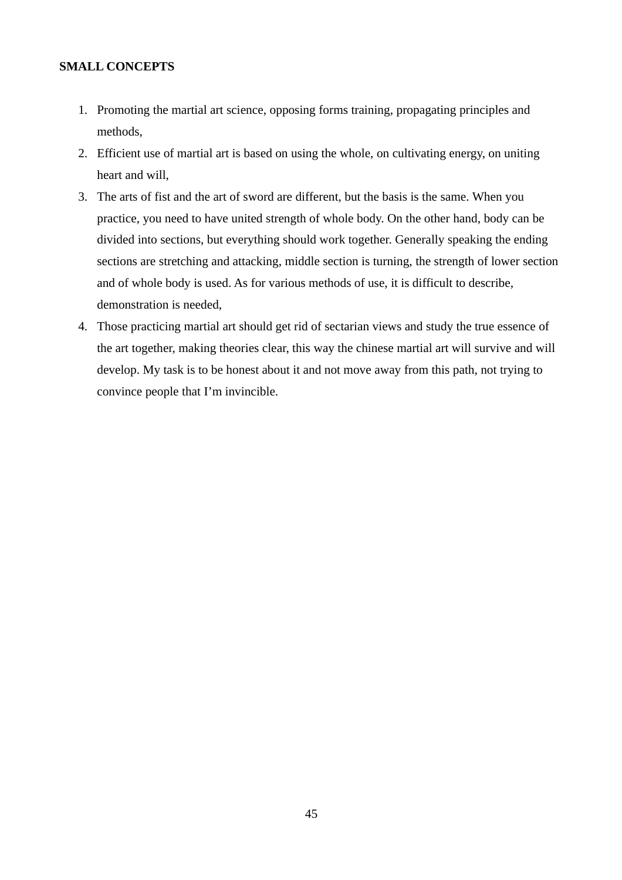**SMALL CONCEPTS**

1. Promoting the martial art science, opposing forms training, propagating principles and methods,
2. Efficient use of martial art is based on using the whole, on cultivating energy, on uniting heart and will,
3. The arts of fist and the art of sword are different, but the basis is the same. When you practice, you need to have united strength of whole body. On the other hand, body can be divided into sections, but everything should work together. Generally speaking the ending sections are stretching and attacking, middle section is turning, the strength of lower section and of whole body is used. As for various methods of use, it is difficult to describe, demonstration is needed,
4. Those practicing martial art should get rid of sectarian views and study the true essence of the art together, making theories clear, this way the chinese martial art will survive and will develop. My task is to be honest about it and not move away from this path, not trying to convince people that I'm invincible.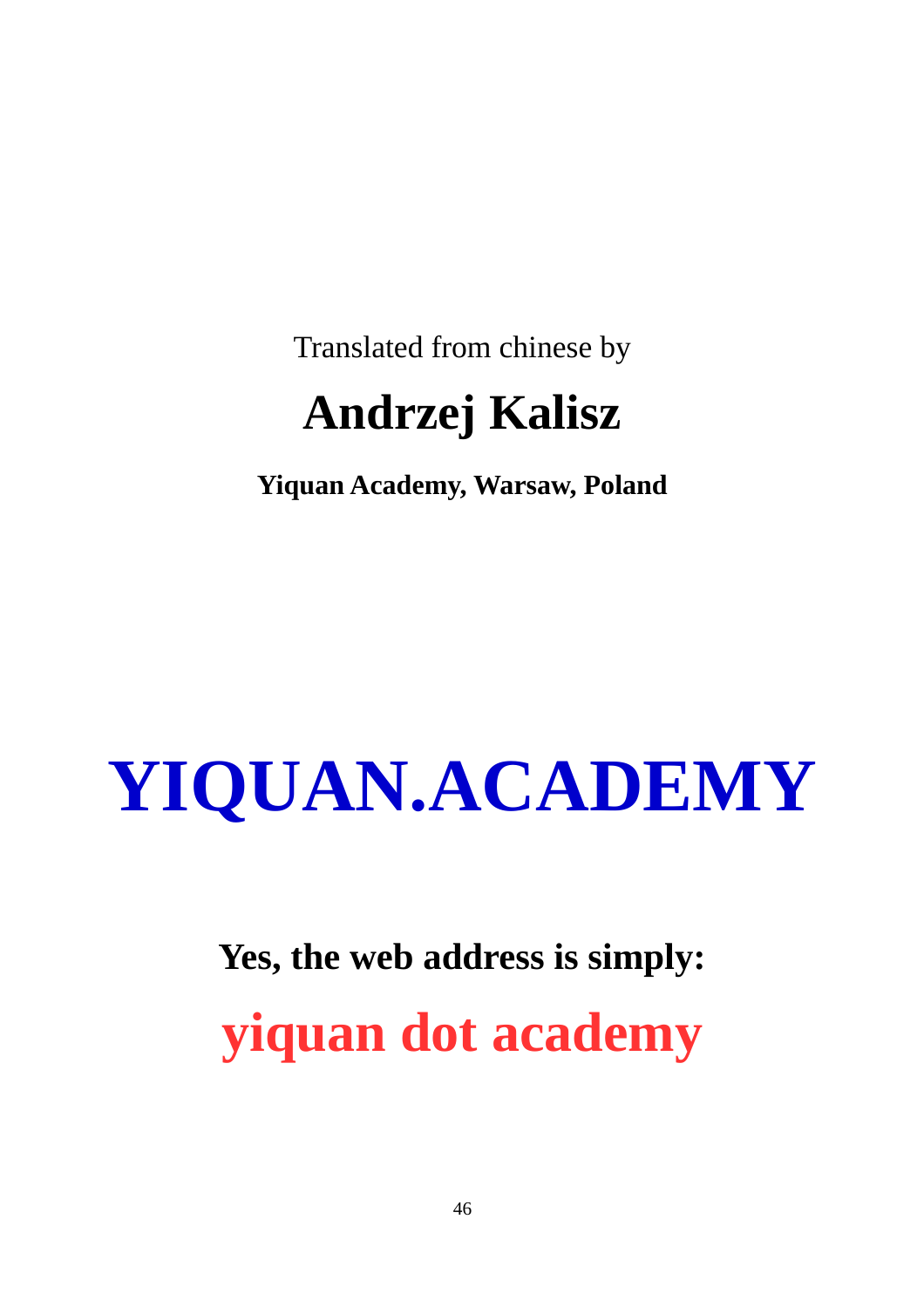Translated from chinese by

# Andrzej Kalisz

**Yiquan Academy, Warsaw, Poland**

# YIQUAN.ACADEMY

**Yes, the web address is simply:**

## yiquan dot academy